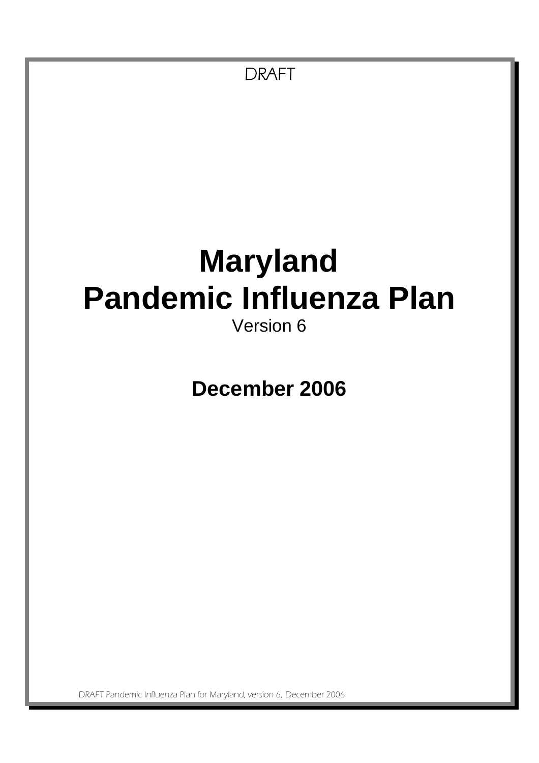DRAFT

# Maryland
# Pandemic Influenza Plan

Version 6

**December 2006**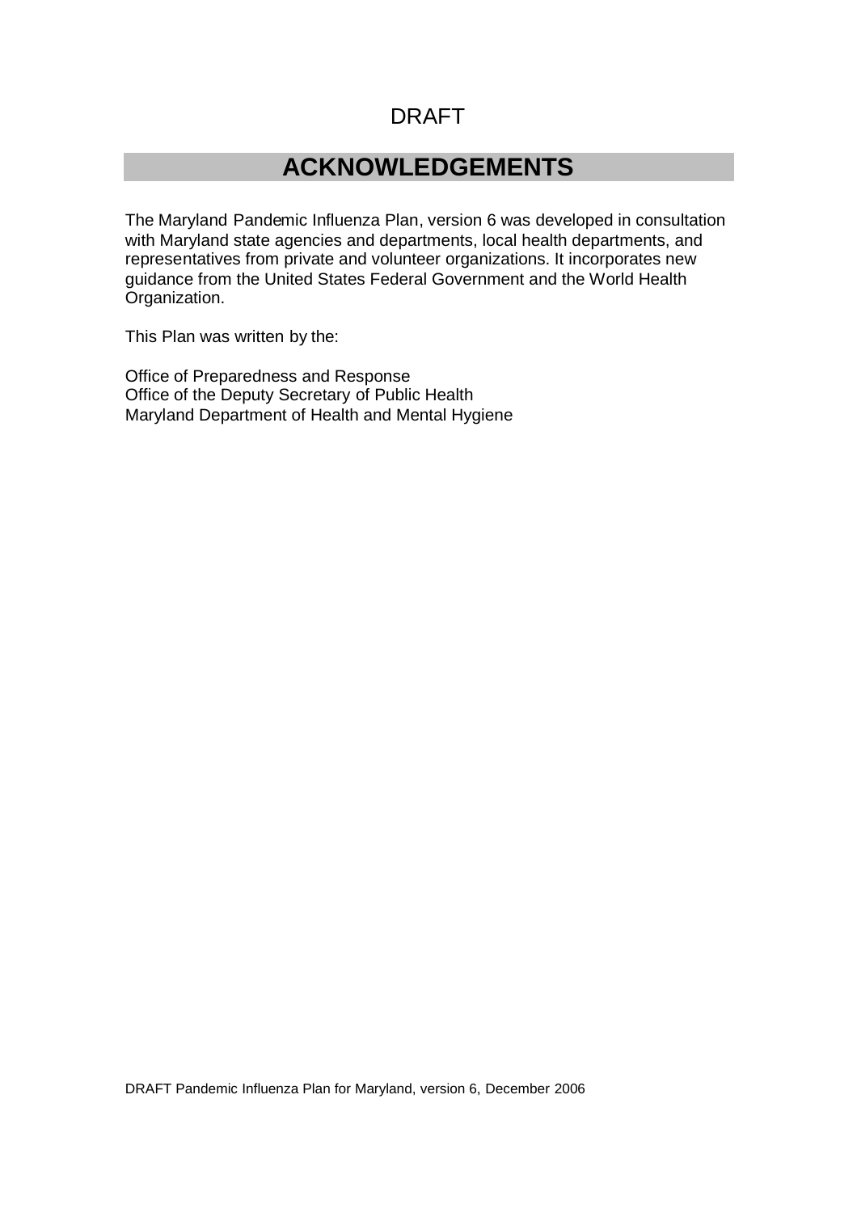DRAFT

# ACKNOWLEDGEMENTS

The Maryland Pandemic Influenza Plan, version 6 was developed in consultation with Maryland state agencies and departments, local health departments, and representatives from private and volunteer organizations. It incorporates new guidance from the United States Federal Government and the World Health Organization.

This Plan was written by the:

Office of Preparedness and Response
Office of the Deputy Secretary of Public Health
Maryland Department of Health and Mental Hygiene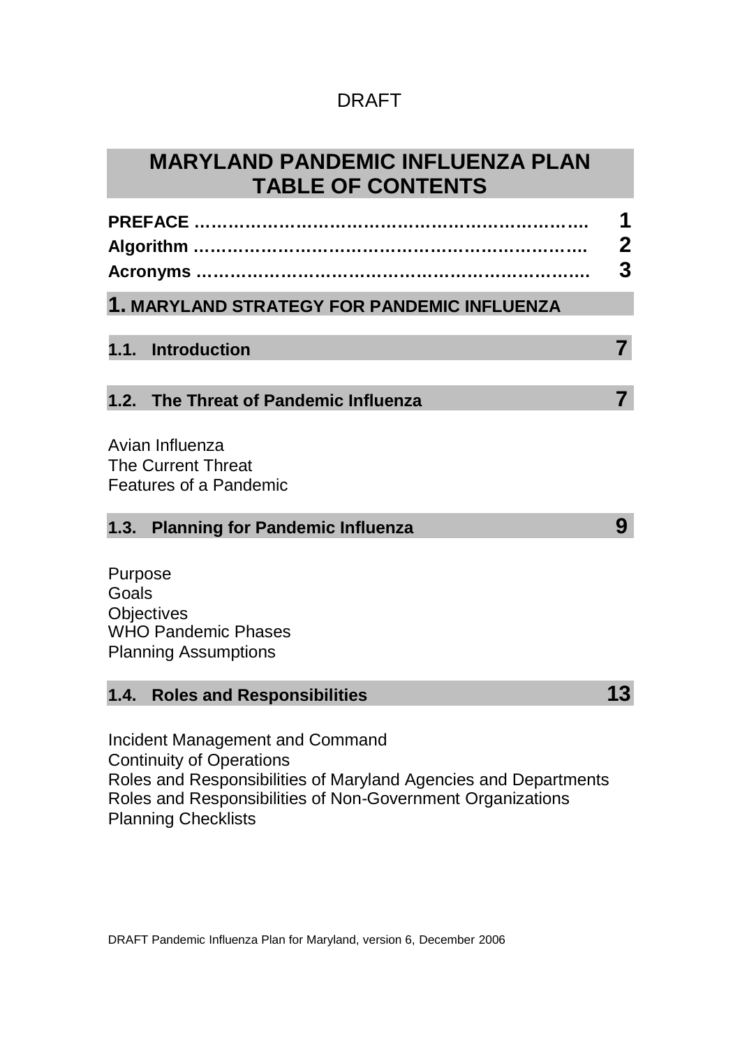DRAFT

# MARYLAND PANDEMIC INFLUENZA PLAN TABLE OF CONTENTS

**PREFACE ………………………………………………………….. 1**
**Algorithm ………………………………………………………….. 2**
**Acronyms ………………………………………………………….. 3**

## 1. MARYLAND STRATEGY FOR PANDEMIC INFLUENZA

### 1.1. Introduction 7

### 1.2. The Threat of Pandemic Influenza 7

Avian Influenza
The Current Threat
Features of a Pandemic

### 1.3. Planning for Pandemic Influenza 9

Purpose
Goals
Objectives
WHO Pandemic Phases
Planning Assumptions

### 1.4. Roles and Responsibilities 13

Incident Management and Command
Continuity of Operations
Roles and Responsibilities of Maryland Agencies and Departments
Roles and Responsibilities of Non-Government Organizations
Planning Checklists

DRAFT Pandemic Influenza Plan for Maryland, version 6, December 2006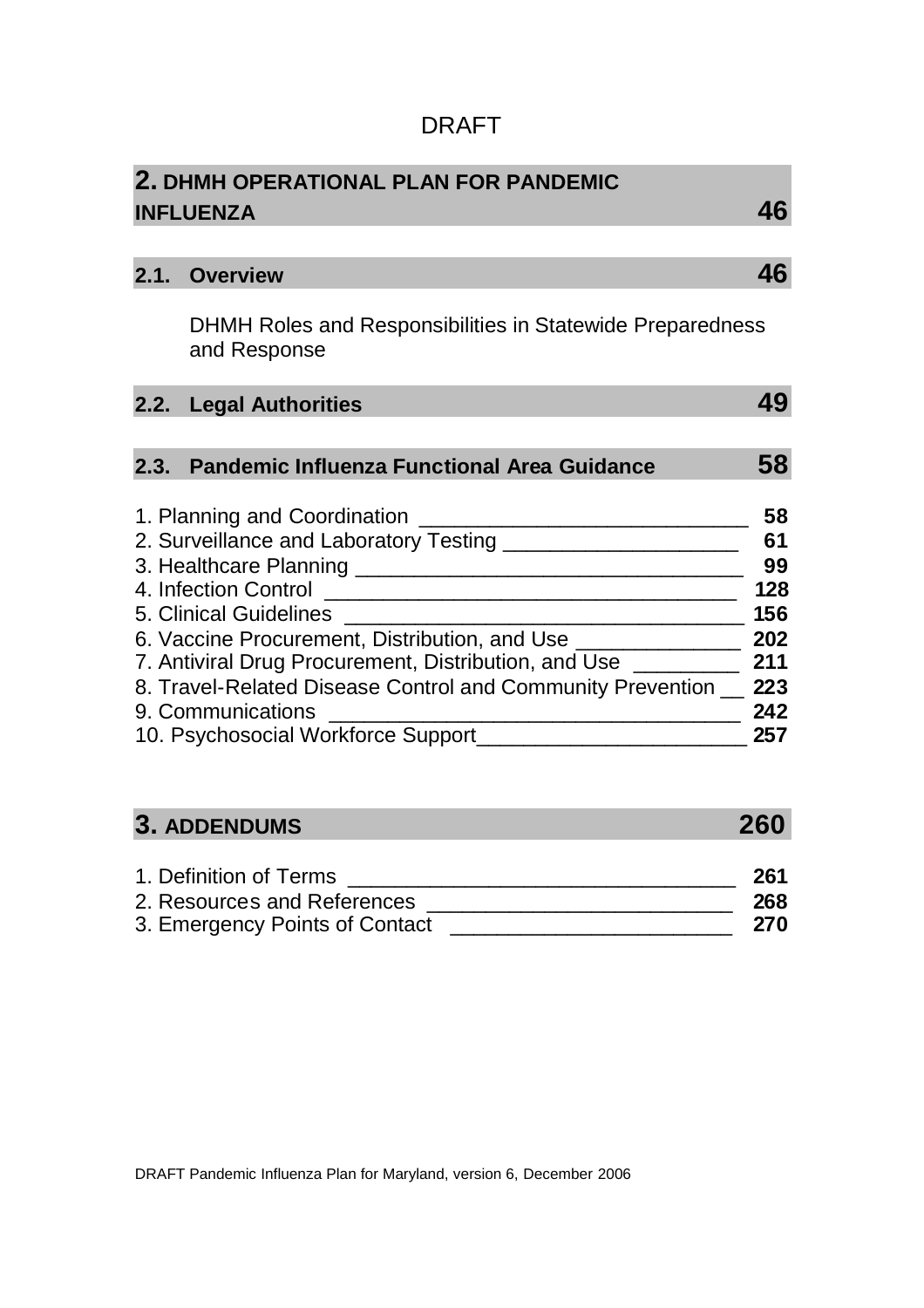DRAFT

## 2. DHMH OPERATIONAL PLAN FOR PANDEMIC INFLUENZA 46

### 2.1. Overview 46

DHMH Roles and Responsibilities in Statewide Preparedness and Response

### 2.2. Legal Authorities 49

### 2.3. Pandemic Influenza Functional Area Guidance 58

| | |
|---|---|
| 1. Planning and Coordination | 58 |
| 2. Surveillance and Laboratory Testing | 61 |
| 3. Healthcare Planning | 99 |
| 4. Infection Control | 128 |
| 5. Clinical Guidelines | 156 |
| 6. Vaccine Procurement, Distribution, and Use | 202 |
| 7. Antiviral Drug Procurement, Distribution, and Use | 211 |
| 8. Travel-Related Disease Control and Community Prevention | 223 |
| 9. Communications | 242 |
| 10. Psychosocial Workforce Support | 257 |

## 3. ADDENDUMS 260

| | |
|---|---|
| 1. Definition of Terms | 261 |
| 2. Resources and References | 268 |
| 3. Emergency Points of Contact | 270 |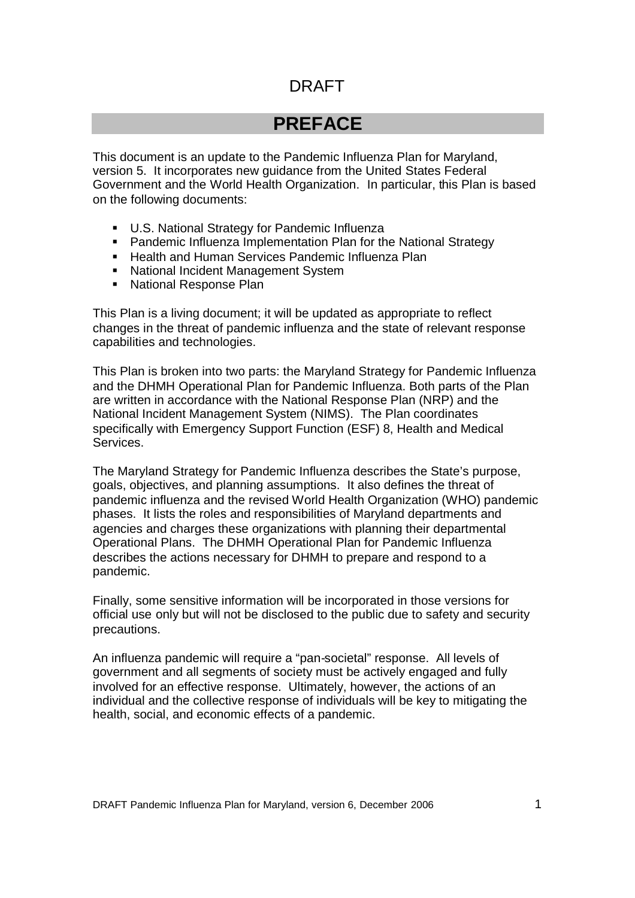DRAFT

# PREFACE

This document is an update to the Pandemic Influenza Plan for Maryland, version 5. It incorporates new guidance from the United States Federal Government and the World Health Organization. In particular, this Plan is based on the following documents:

- U.S. National Strategy for Pandemic Influenza
- Pandemic Influenza Implementation Plan for the National Strategy
- Health and Human Services Pandemic Influenza Plan
- National Incident Management System
- National Response Plan

This Plan is a living document; it will be updated as appropriate to reflect changes in the threat of pandemic influenza and the state of relevant response capabilities and technologies.

This Plan is broken into two parts: the Maryland Strategy for Pandemic Influenza and the DHMH Operational Plan for Pandemic Influenza. Both parts of the Plan are written in accordance with the National Response Plan (NRP) and the National Incident Management System (NIMS). The Plan coordinates specifically with Emergency Support Function (ESF) 8, Health and Medical Services.

The Maryland Strategy for Pandemic Influenza describes the State's purpose, goals, objectives, and planning assumptions. It also defines the threat of pandemic influenza and the revised World Health Organization (WHO) pandemic phases. It lists the roles and responsibilities of Maryland departments and agencies and charges these organizations with planning their departmental Operational Plans. The DHMH Operational Plan for Pandemic Influenza describes the actions necessary for DHMH to prepare and respond to a pandemic.

Finally, some sensitive information will be incorporated in those versions for official use only but will not be disclosed to the public due to safety and security precautions.

An influenza pandemic will require a "pan-societal" response. All levels of government and all segments of society must be actively engaged and fully involved for an effective response. Ultimately, however, the actions of an individual and the collective response of individuals will be key to mitigating the health, social, and economic effects of a pandemic.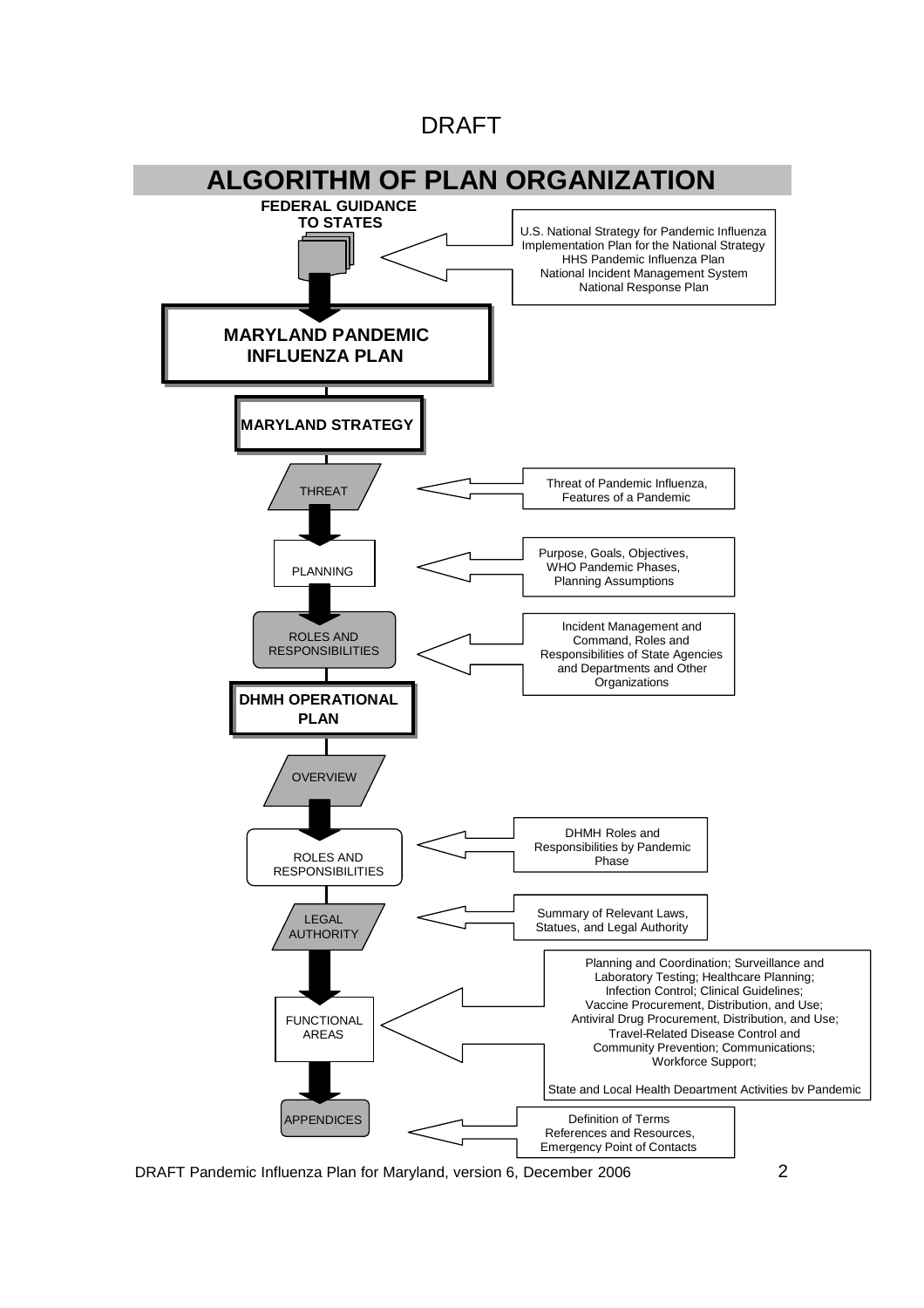DRAFT

# ALGORITHM OF PLAN ORGANIZATION

**FEDERAL GUIDANCE TO STATES**

U.S. National Strategy for Pandemic Influenza
Implementation Plan for the National Strategy
HHS Pandemic Influenza Plan
National Incident Management System
National Response Plan

## MARYLAND PANDEMIC INFLUENZA PLAN

### MARYLAND STRATEGY

- **THREAT** — Threat of Pandemic Influenza, Features of a Pandemic
- **PLANNING** — Purpose, Goals, Objectives, WHO Pandemic Phases, Planning Assumptions
- **ROLES AND RESPONSIBILITIES** — Incident Management and Command, Roles and Responsibilities of State Agencies and Departments and Other Organizations

### DHMH OPERATIONAL PLAN

- **OVERVIEW**
- **ROLES AND RESPONSIBILITIES** — DHMH Roles and Responsibilities by Pandemic Phase
- **LEGAL AUTHORITY** — Summary of Relevant Laws, Statues, and Legal Authority
- **FUNCTIONAL AREAS** — Planning and Coordination; Surveillance and Laboratory Testing; Healthcare Planning; Infection Control; Clinical Guidelines; Vaccine Procurement, Distribution, and Use; Antiviral Drug Procurement, Distribution, and Use; Travel-Related Disease Control and Community Prevention; Communications; Workforce Support; State and Local Health Department Activities by Pandemic
- **APPENDICES** — Definition of Terms, References and Resources, Emergency Point of Contacts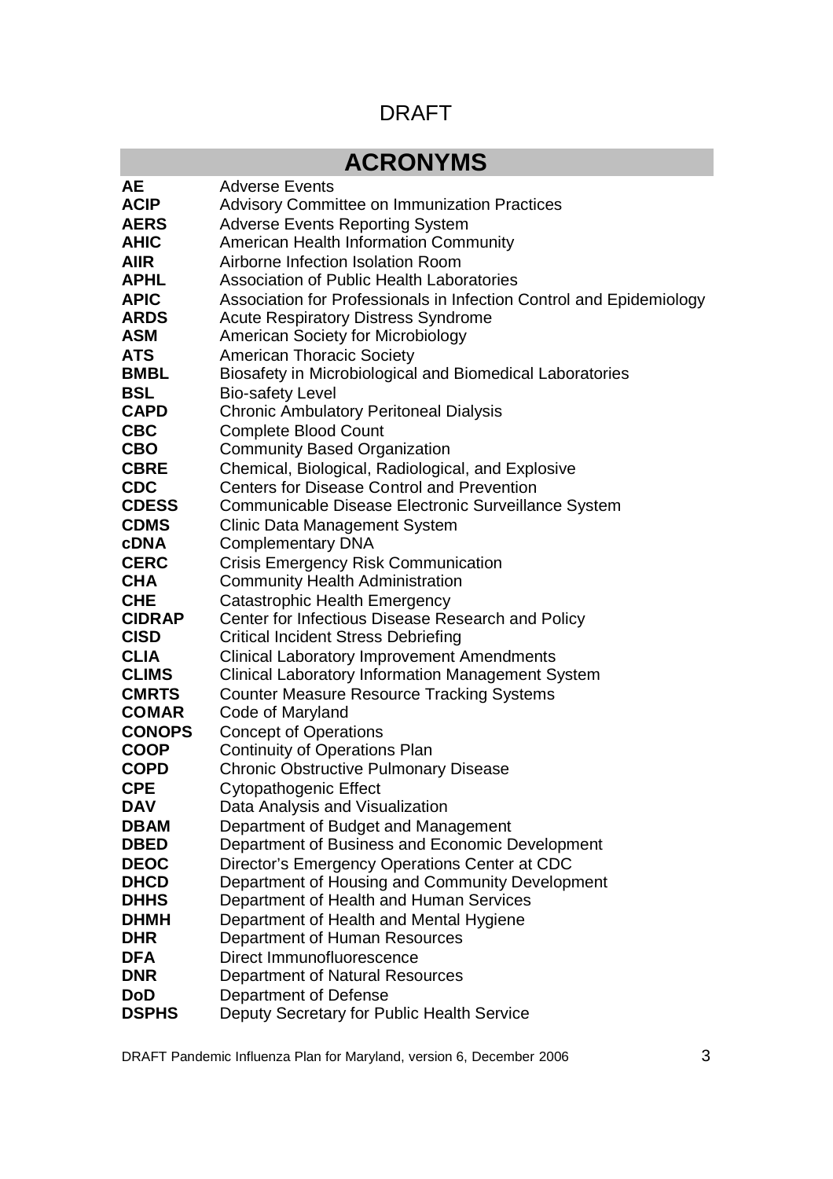DRAFT

## ACRONYMS

| | |
|---|---|
| **AE** | Adverse Events |
| **ACIP** | Advisory Committee on Immunization Practices |
| **AERS** | Adverse Events Reporting System |
| **AHIC** | American Health Information Community |
| **AIIR** | Airborne Infection Isolation Room |
| **APHL** | Association of Public Health Laboratories |
| **APIC** | Association for Professionals in Infection Control and Epidemiology |
| **ARDS** | Acute Respiratory Distress Syndrome |
| **ASM** | American Society for Microbiology |
| **ATS** | American Thoracic Society |
| **BMBL** | Biosafety in Microbiological and Biomedical Laboratories |
| **BSL** | Bio-safety Level |
| **CAPD** | Chronic Ambulatory Peritoneal Dialysis |
| **CBC** | Complete Blood Count |
| **CBO** | Community Based Organization |
| **CBRE** | Chemical, Biological, Radiological, and Explosive |
| **CDC** | Centers for Disease Control and Prevention |
| **CDESS** | Communicable Disease Electronic Surveillance System |
| **CDMS** | Clinic Data Management System |
| **cDNA** | Complementary DNA |
| **CERC** | Crisis Emergency Risk Communication |
| **CHA** | Community Health Administration |
| **CHE** | Catastrophic Health Emergency |
| **CIDRAP** | Center for Infectious Disease Research and Policy |
| **CISD** | Critical Incident Stress Debriefing |
| **CLIA** | Clinical Laboratory Improvement Amendments |
| **CLIMS** | Clinical Laboratory Information Management System |
| **CMRTS** | Counter Measure Resource Tracking Systems |
| **COMAR** | Code of Maryland |
| **CONOPS** | Concept of Operations |
| **COOP** | Continuity of Operations Plan |
| **COPD** | Chronic Obstructive Pulmonary Disease |
| **CPE** | Cytopathogenic Effect |
| **DAV** | Data Analysis and Visualization |
| **DBAM** | Department of Budget and Management |
| **DBED** | Department of Business and Economic Development |
| **DEOC** | Director's Emergency Operations Center at CDC |
| **DHCD** | Department of Housing and Community Development |
| **DHHS** | Department of Health and Human Services |
| **DHMH** | Department of Health and Mental Hygiene |
| **DHR** | Department of Human Resources |
| **DFA** | Direct Immunofluorescence |
| **DNR** | Department of Natural Resources |
| **DoD** | Department of Defense |
| **DSPHS** | Deputy Secretary for Public Health Service |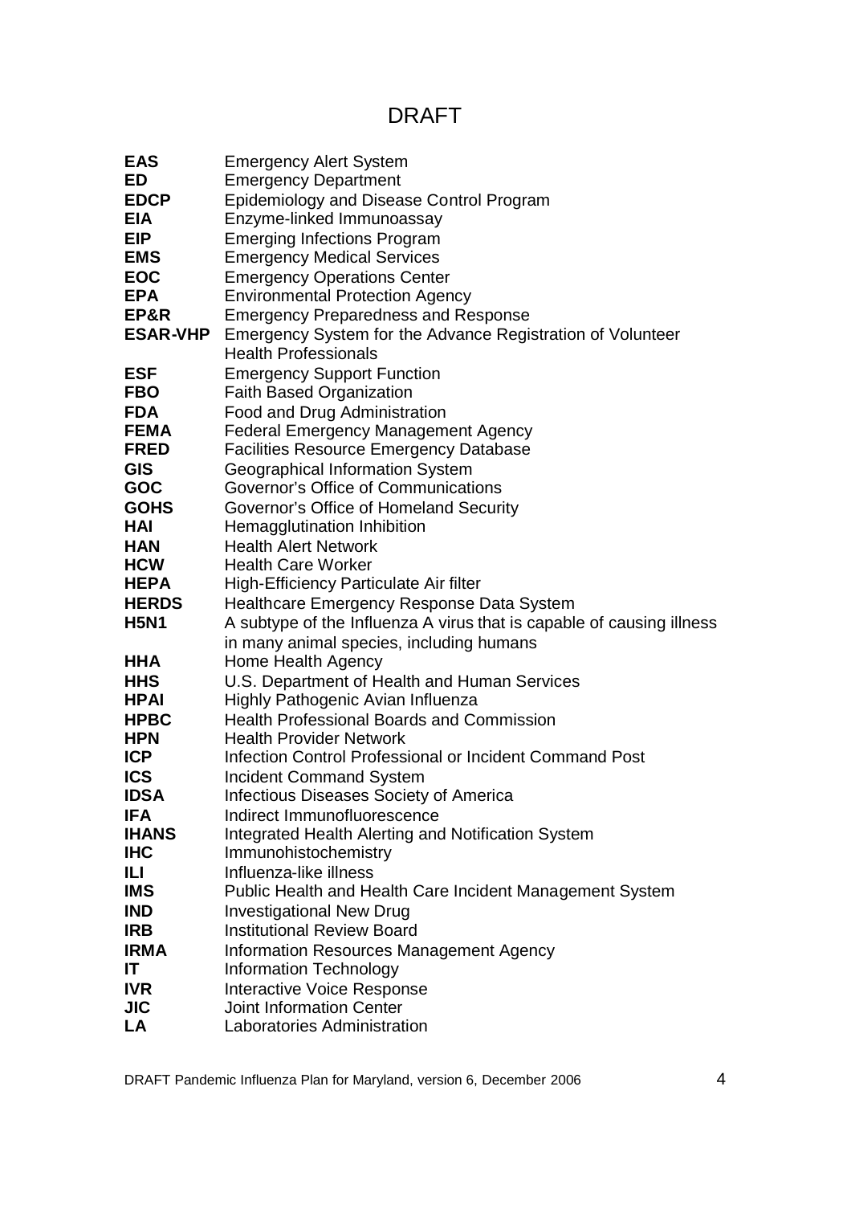DRAFT

| | |
|---|---|
| **EAS** | Emergency Alert System |
| **ED** | Emergency Department |
| **EDCP** | Epidemiology and Disease Control Program |
| **EIA** | Enzyme-linked Immunoassay |
| **EIP** | Emerging Infections Program |
| **EMS** | Emergency Medical Services |
| **EOC** | Emergency Operations Center |
| **EPA** | Environmental Protection Agency |
| **EP&R** | Emergency Preparedness and Response |
| **ESAR-VHP** | Emergency System for the Advance Registration of Volunteer Health Professionals |
| **ESF** | Emergency Support Function |
| **FBO** | Faith Based Organization |
| **FDA** | Food and Drug Administration |
| **FEMA** | Federal Emergency Management Agency |
| **FRED** | Facilities Resource Emergency Database |
| **GIS** | Geographical Information System |
| **GOC** | Governor's Office of Communications |
| **GOHS** | Governor's Office of Homeland Security |
| **HAI** | Hemagglutination Inhibition |
| **HAN** | Health Alert Network |
| **HCW** | Health Care Worker |
| **HEPA** | High-Efficiency Particulate Air filter |
| **HERDS** | Healthcare Emergency Response Data System |
| **H5N1** | A subtype of the Influenza A virus that is capable of causing illness in many animal species, including humans |
| **HHA** | Home Health Agency |
| **HHS** | U.S. Department of Health and Human Services |
| **HPAI** | Highly Pathogenic Avian Influenza |
| **HPBC** | Health Professional Boards and Commission |
| **HPN** | Health Provider Network |
| **ICP** | Infection Control Professional or Incident Command Post |
| **ICS** | Incident Command System |
| **IDSA** | Infectious Diseases Society of America |
| **IFA** | Indirect Immunofluorescence |
| **IHANS** | Integrated Health Alerting and Notification System |
| **IHC** | Immunohistochemistry |
| **ILI** | Influenza-like illness |
| **IMS** | Public Health and Health Care Incident Management System |
| **IND** | Investigational New Drug |
| **IRB** | Institutional Review Board |
| **IRMA** | Information Resources Management Agency |
| **IT** | Information Technology |
| **IVR** | Interactive Voice Response |
| **JIC** | Joint Information Center |
| **LA** | Laboratories Administration |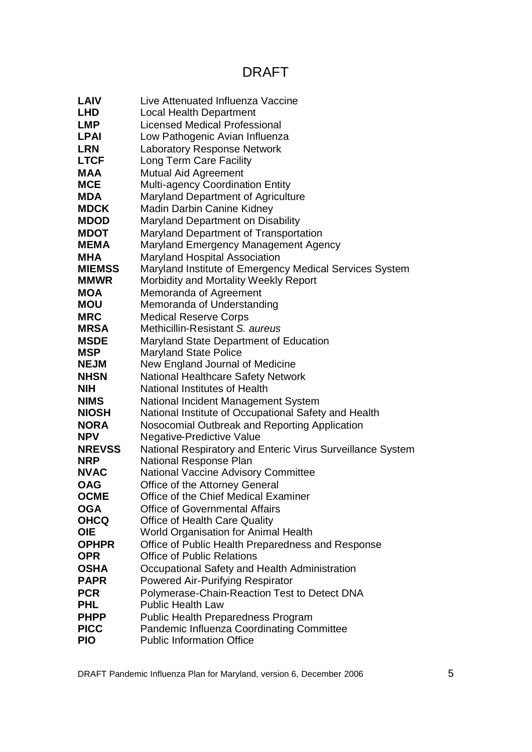DRAFT

| | |
|---|---|
| **LAIV** | Live Attenuated Influenza Vaccine |
| **LHD** | Local Health Department |
| **LMP** | Licensed Medical Professional |
| **LPAI** | Low Pathogenic Avian Influenza |
| **LRN** | Laboratory Response Network |
| **LTCF** | Long Term Care Facility |
| **MAA** | Mutual Aid Agreement |
| **MCE** | Multi-agency Coordination Entity |
| **MDA** | Maryland Department of Agriculture |
| **MDCK** | Madin Darbin Canine Kidney |
| **MDOD** | Maryland Department on Disability |
| **MDOT** | Maryland Department of Transportation |
| **MEMA** | Maryland Emergency Management Agency |
| **MHA** | Maryland Hospital Association |
| **MIEMSS** | Maryland Institute of Emergency Medical Services System |
| **MMWR** | Morbidity and Mortality Weekly Report |
| **MOA** | Memoranda of Agreement |
| **MOU** | Memoranda of Understanding |
| **MRC** | Medical Reserve Corps |
| **MRSA** | Methicillin-Resistant *S. aureus* |
| **MSDE** | Maryland State Department of Education |
| **MSP** | Maryland State Police |
| **NEJM** | New England Journal of Medicine |
| **NHSN** | National Healthcare Safety Network |
| **NIH** | National Institutes of Health |
| **NIMS** | National Incident Management System |
| **NIOSH** | National Institute of Occupational Safety and Health |
| **NORA** | Nosocomial Outbreak and Reporting Application |
| **NPV** | Negative-Predictive Value |
| **NREVSS** | National Respiratory and Enteric Virus Surveillance System |
| **NRP** | National Response Plan |
| **NVAC** | National Vaccine Advisory Committee |
| **OAG** | Office of the Attorney General |
| **OCME** | Office of the Chief Medical Examiner |
| **OGA** | Office of Governmental Affairs |
| **OHCQ** | Office of Health Care Quality |
| **OIE** | World Organisation for Animal Health |
| **OPHPR** | Office of Public Health Preparedness and Response |
| **OPR** | Office of Public Relations |
| **OSHA** | Occupational Safety and Health Administration |
| **PAPR** | Powered Air-Purifying Respirator |
| **PCR** | Polymerase-Chain-Reaction Test to Detect DNA |
| **PHL** | Public Health Law |
| **PHPP** | Public Health Preparedness Program |
| **PICC** | Pandemic Influenza Coordinating Committee |
| **PIO** | Public Information Office |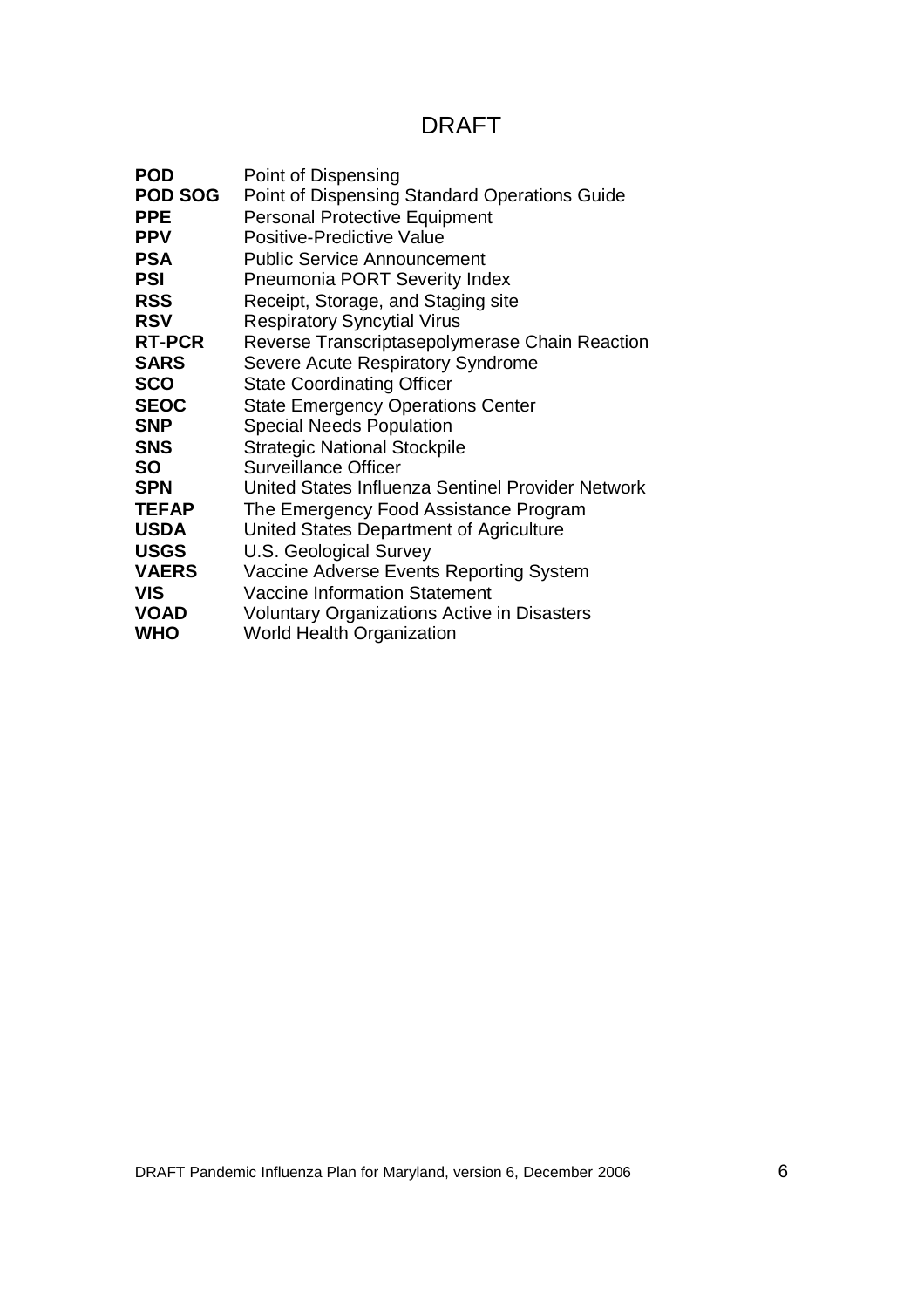# DRAFT

| | |
|---|---|
| **POD** | Point of Dispensing |
| **POD SOG** | Point of Dispensing Standard Operations Guide |
| **PPE** | Personal Protective Equipment |
| **PPV** | Positive-Predictive Value |
| **PSA** | Public Service Announcement |
| **PSI** | Pneumonia PORT Severity Index |
| **RSS** | Receipt, Storage, and Staging site |
| **RSV** | Respiratory Syncytial Virus |
| **RT-PCR** | Reverse Transcriptasepolymerase Chain Reaction |
| **SARS** | Severe Acute Respiratory Syndrome |
| **SCO** | State Coordinating Officer |
| **SEOC** | State Emergency Operations Center |
| **SNP** | Special Needs Population |
| **SNS** | Strategic National Stockpile |
| **SO** | Surveillance Officer |
| **SPN** | United States Influenza Sentinel Provider Network |
| **TEFAP** | The Emergency Food Assistance Program |
| **USDA** | United States Department of Agriculture |
| **USGS** | U.S. Geological Survey |
| **VAERS** | Vaccine Adverse Events Reporting System |
| **VIS** | Vaccine Information Statement |
| **VOAD** | Voluntary Organizations Active in Disasters |
| **WHO** | World Health Organization |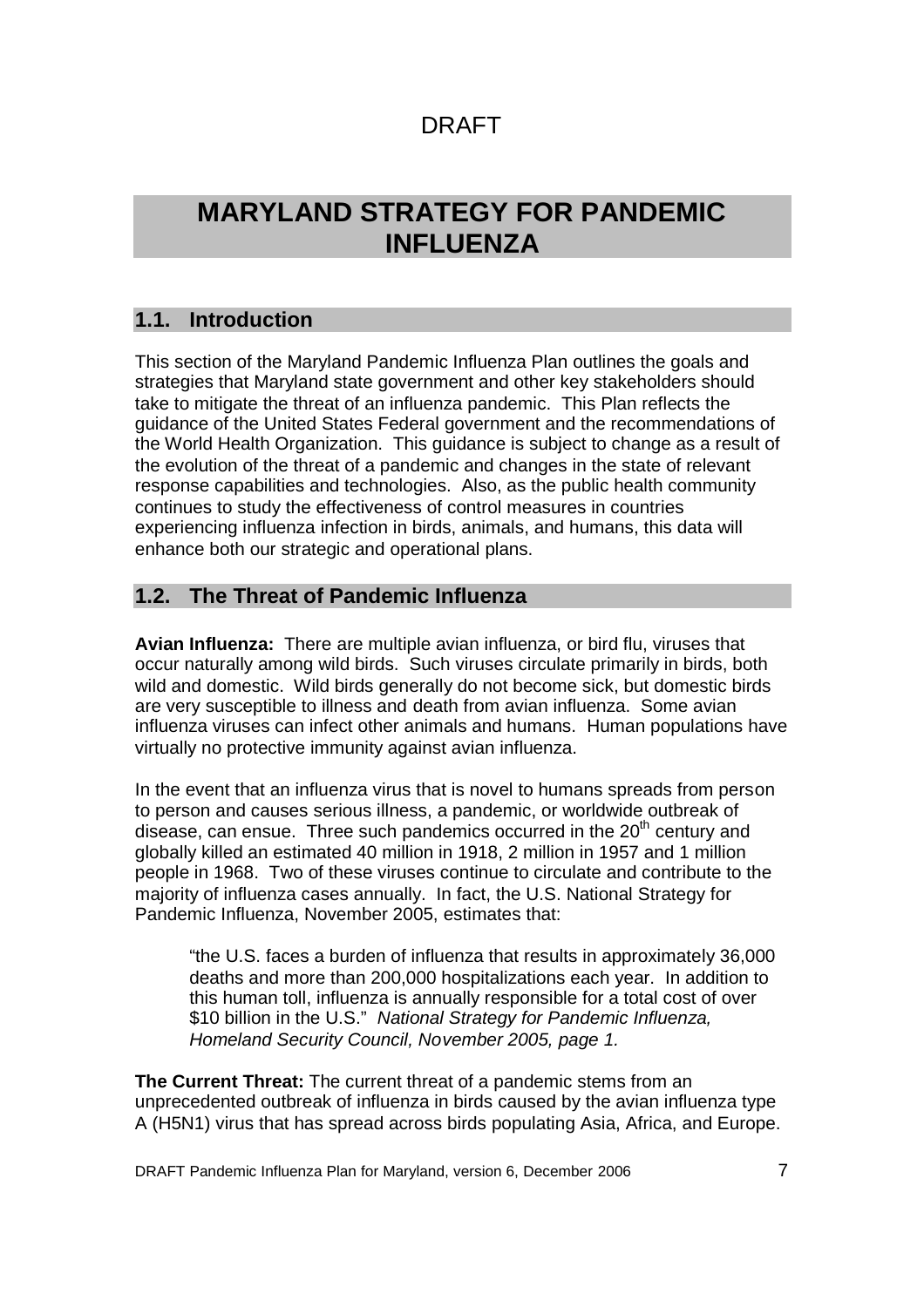DRAFT

# MARYLAND STRATEGY FOR PANDEMIC INFLUENZA

## 1.1. Introduction

This section of the Maryland Pandemic Influenza Plan outlines the goals and strategies that Maryland state government and other key stakeholders should take to mitigate the threat of an influenza pandemic. This Plan reflects the guidance of the United States Federal government and the recommendations of the World Health Organization. This guidance is subject to change as a result of the evolution of the threat of a pandemic and changes in the state of relevant response capabilities and technologies. Also, as the public health community continues to study the effectiveness of control measures in countries experiencing influenza infection in birds, animals, and humans, this data will enhance both our strategic and operational plans.

## 1.2. The Threat of Pandemic Influenza

**Avian Influenza:** There are multiple avian influenza, or bird flu, viruses that occur naturally among wild birds. Such viruses circulate primarily in birds, both wild and domestic. Wild birds generally do not become sick, but domestic birds are very susceptible to illness and death from avian influenza. Some avian influenza viruses can infect other animals and humans. Human populations have virtually no protective immunity against avian influenza.

In the event that an influenza virus that is novel to humans spreads from person to person and causes serious illness, a pandemic, or worldwide outbreak of disease, can ensue. Three such pandemics occurred in the 20th century and globally killed an estimated 40 million in 1918, 2 million in 1957 and 1 million people in 1968. Two of these viruses continue to circulate and contribute to the majority of influenza cases annually. In fact, the U.S. National Strategy for Pandemic Influenza, November 2005, estimates that:

> "the U.S. faces a burden of influenza that results in approximately 36,000 deaths and more than 200,000 hospitalizations each year. In addition to this human toll, influenza is annually responsible for a total cost of over $10 billion in the U.S." *National Strategy for Pandemic Influenza, Homeland Security Council, November 2005, page 1.*

**The Current Threat:** The current threat of a pandemic stems from an unprecedented outbreak of influenza in birds caused by the avian influenza type A (H5N1) virus that has spread across birds populating Asia, Africa, and Europe.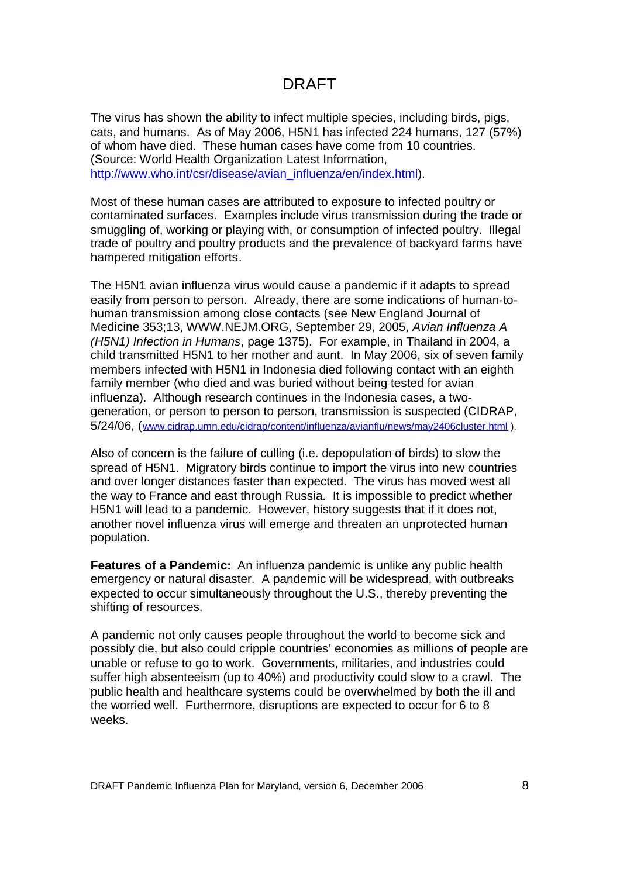The virus has shown the ability to infect multiple species, including birds, pigs, cats, and humans. As of May 2006, H5N1 has infected 224 humans, 127 (57%) of whom have died. These human cases have come from 10 countries. (Source: World Health Organization Latest Information, http://www.who.int/csr/disease/avian_influenza/en/index.html).

Most of these human cases are attributed to exposure to infected poultry or contaminated surfaces. Examples include virus transmission during the trade or smuggling of, working or playing with, or consumption of infected poultry. Illegal trade of poultry and poultry products and the prevalence of backyard farms have hampered mitigation efforts.

The H5N1 avian influenza virus would cause a pandemic if it adapts to spread easily from person to person. Already, there are some indications of human-to-human transmission among close contacts (see New England Journal of Medicine 353;13, WWW.NEJM.ORG, September 29, 2005, *Avian Influenza A (H5N1) Infection in Humans*, page 1375). For example, in Thailand in 2004, a child transmitted H5N1 to her mother and aunt. In May 2006, six of seven family members infected with H5N1 in Indonesia died following contact with an eighth family member (who died and was buried without being tested for avian influenza). Although research continues in the Indonesia cases, a two-generation, or person to person to person, transmission is suspected (CIDRAP, 5/24/06, (www.cidrap.umn.edu/cidrap/content/influenza/avianflu/news/may2406cluster.html ).

Also of concern is the failure of culling (i.e. depopulation of birds) to slow the spread of H5N1. Migratory birds continue to import the virus into new countries and over longer distances faster than expected. The virus has moved west all the way to France and east through Russia. It is impossible to predict whether H5N1 will lead to a pandemic. However, history suggests that if it does not, another novel influenza virus will emerge and threaten an unprotected human population.

**Features of a Pandemic:** An influenza pandemic is unlike any public health emergency or natural disaster. A pandemic will be widespread, with outbreaks expected to occur simultaneously throughout the U.S., thereby preventing the shifting of resources.

A pandemic not only causes people throughout the world to become sick and possibly die, but also could cripple countries' economies as millions of people are unable or refuse to go to work. Governments, militaries, and industries could suffer high absenteeism (up to 40%) and productivity could slow to a crawl. The public health and healthcare systems could be overwhelmed by both the ill and the worried well. Furthermore, disruptions are expected to occur for 6 to 8 weeks.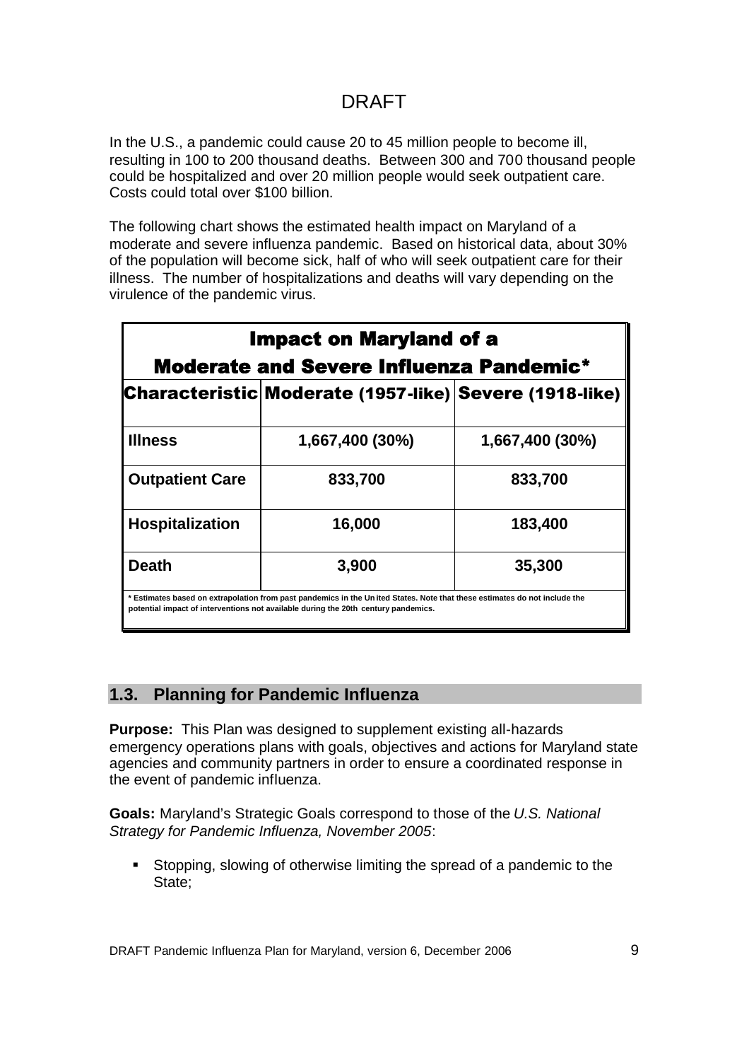DRAFT

In the U.S., a pandemic could cause 20 to 45 million people to become ill, resulting in 100 to 200 thousand deaths. Between 300 and 700 thousand people could be hospitalized and over 20 million people would seek outpatient care. Costs could total over $100 billion.

The following chart shows the estimated health impact on Maryland of a moderate and severe influenza pandemic. Based on historical data, about 30% of the population will become sick, half of who will seek outpatient care for their illness. The number of hospitalizations and deaths will vary depending on the virulence of the pandemic virus.

**Impact on Maryland of a Moderate and Severe Influenza Pandemic***

| Characteristic | Moderate (1957-like) | Severe (1918-like) |
|---|---|---|
| **Illness** | 1,667,400 (30%) | 1,667,400 (30%) |
| **Outpatient Care** | 833,700 | 833,700 |
| **Hospitalization** | 16,000 | 183,400 |
| **Death** | 3,900 | 35,300 |

\* Estimates based on extrapolation from past pandemics in the United States. Note that these estimates do not include the potential impact of interventions not available during the 20th century pandemics.

## 1.3. Planning for Pandemic Influenza

**Purpose:** This Plan was designed to supplement existing all-hazards emergency operations plans with goals, objectives and actions for Maryland state agencies and community partners in order to ensure a coordinated response in the event of pandemic influenza.

**Goals:** Maryland's Strategic Goals correspond to those of the *U.S. National Strategy for Pandemic Influenza, November 2005*:

- Stopping, slowing of otherwise limiting the spread of a pandemic to the State;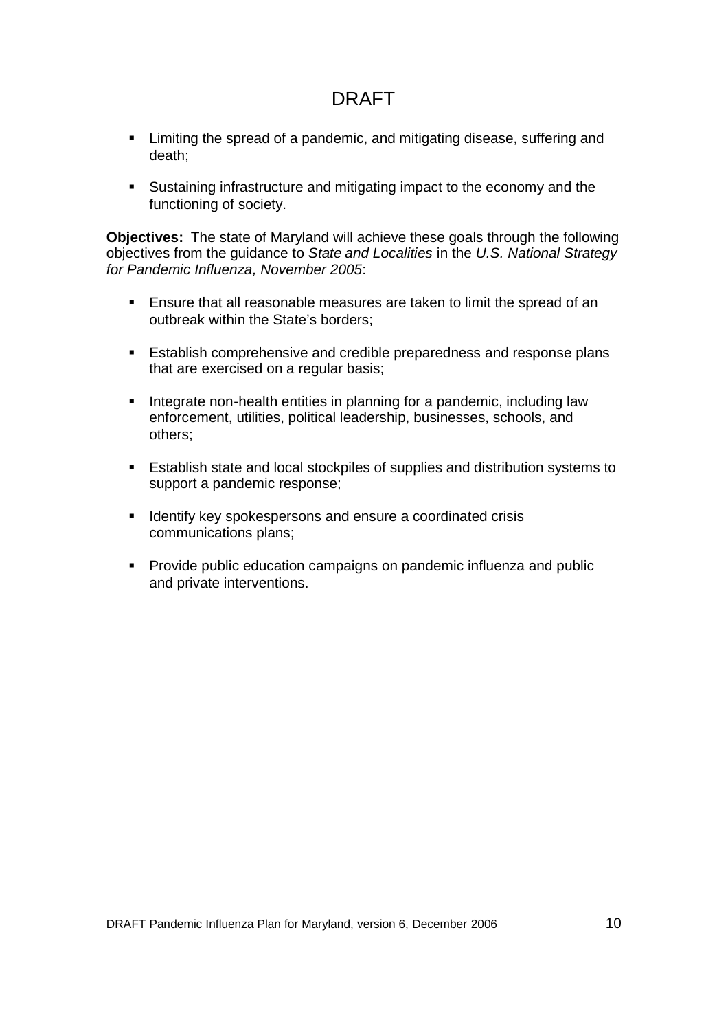- Limiting the spread of a pandemic, and mitigating disease, suffering and death;

- Sustaining infrastructure and mitigating impact to the economy and the functioning of society.

**Objectives:** The state of Maryland will achieve these goals through the following objectives from the guidance to *State and Localities* in the *U.S. National Strategy for Pandemic Influenza, November 2005*:

- Ensure that all reasonable measures are taken to limit the spread of an outbreak within the State's borders;

- Establish comprehensive and credible preparedness and response plans that are exercised on a regular basis;

- Integrate non-health entities in planning for a pandemic, including law enforcement, utilities, political leadership, businesses, schools, and others;

- Establish state and local stockpiles of supplies and distribution systems to support a pandemic response;

- Identify key spokespersons and ensure a coordinated crisis communications plans;

- Provide public education campaigns on pandemic influenza and public and private interventions.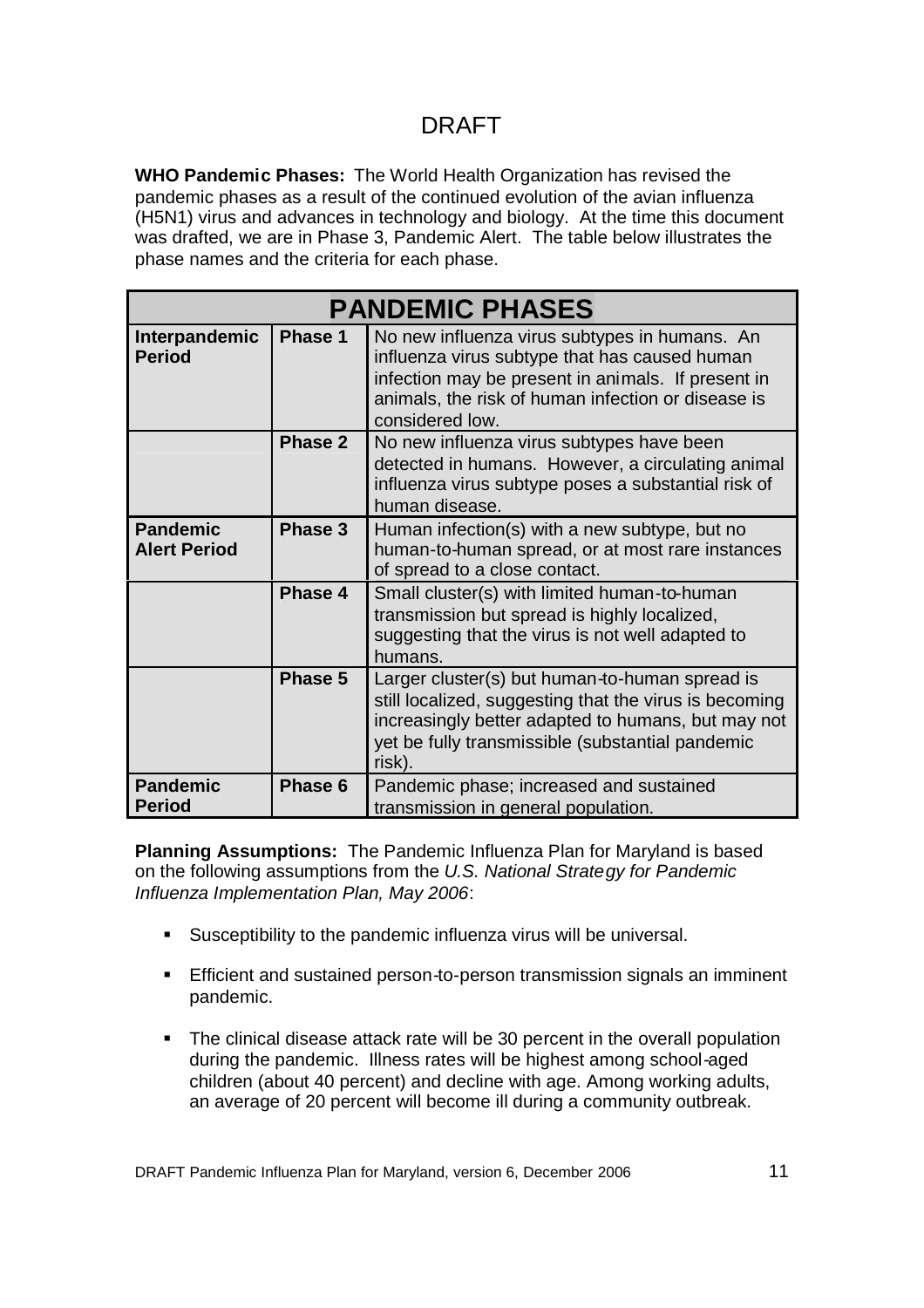# DRAFT

**WHO Pandemic Phases:** The World Health Organization has revised the pandemic phases as a result of the continued evolution of the avian influenza (H5N1) virus and advances in technology and biology. At the time this document was drafted, we are in Phase 3, Pandemic Alert. The table below illustrates the phase names and the criteria for each phase.

| PANDEMIC PHASES | | |
|---|---|---|
| **Interpandemic Period** | **Phase 1** | No new influenza virus subtypes in humans. An influenza virus subtype that has caused human infection may be present in animals. If present in animals, the risk of human infection or disease is considered low. |
| | **Phase 2** | No new influenza virus subtypes have been detected in humans. However, a circulating animal influenza virus subtype poses a substantial risk of human disease. |
| **Pandemic Alert Period** | **Phase 3** | Human infection(s) with a new subtype, but no human-to-human spread, or at most rare instances of spread to a close contact. |
| | **Phase 4** | Small cluster(s) with limited human-to-human transmission but spread is highly localized, suggesting that the virus is not well adapted to humans. |
| | **Phase 5** | Larger cluster(s) but human-to-human spread is still localized, suggesting that the virus is becoming increasingly better adapted to humans, but may not yet be fully transmissible (substantial pandemic risk). |
| **Pandemic Period** | **Phase 6** | Pandemic phase; increased and sustained transmission in general population. |

**Planning Assumptions:** The Pandemic Influenza Plan for Maryland is based on the following assumptions from the *U.S. National Strategy for Pandemic Influenza Implementation Plan, May 2006*:

- Susceptibility to the pandemic influenza virus will be universal.
- Efficient and sustained person-to-person transmission signals an imminent pandemic.
- The clinical disease attack rate will be 30 percent in the overall population during the pandemic. Illness rates will be highest among school-aged children (about 40 percent) and decline with age. Among working adults, an average of 20 percent will become ill during a community outbreak.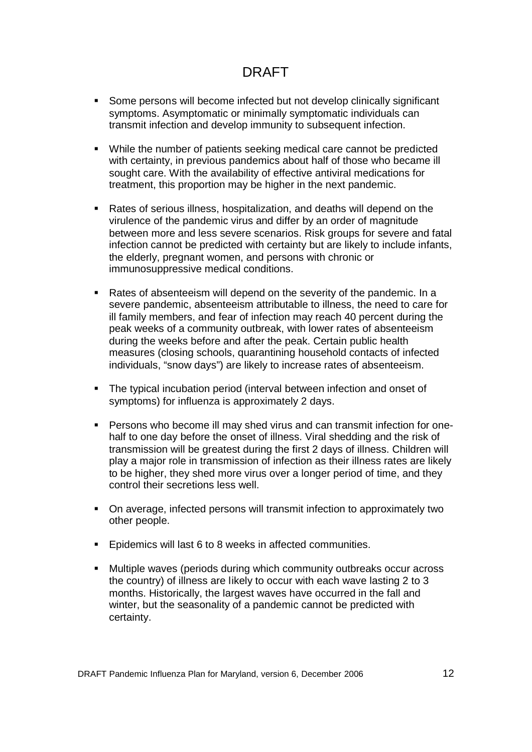- Some persons will become infected but not develop clinically significant symptoms. Asymptomatic or minimally symptomatic individuals can transmit infection and develop immunity to subsequent infection.

- While the number of patients seeking medical care cannot be predicted with certainty, in previous pandemics about half of those who became ill sought care. With the availability of effective antiviral medications for treatment, this proportion may be higher in the next pandemic.

- Rates of serious illness, hospitalization, and deaths will depend on the virulence of the pandemic virus and differ by an order of magnitude between more and less severe scenarios. Risk groups for severe and fatal infection cannot be predicted with certainty but are likely to include infants, the elderly, pregnant women, and persons with chronic or immunosuppressive medical conditions.

- Rates of absenteeism will depend on the severity of the pandemic. In a severe pandemic, absenteeism attributable to illness, the need to care for ill family members, and fear of infection may reach 40 percent during the peak weeks of a community outbreak, with lower rates of absenteeism during the weeks before and after the peak. Certain public health measures (closing schools, quarantining household contacts of infected individuals, "snow days") are likely to increase rates of absenteeism.

- The typical incubation period (interval between infection and onset of symptoms) for influenza is approximately 2 days.

- Persons who become ill may shed virus and can transmit infection for one-half to one day before the onset of illness. Viral shedding and the risk of transmission will be greatest during the first 2 days of illness. Children will play a major role in transmission of infection as their illness rates are likely to be higher, they shed more virus over a longer period of time, and they control their secretions less well.

- On average, infected persons will transmit infection to approximately two other people.

- Epidemics will last 6 to 8 weeks in affected communities.

- Multiple waves (periods during which community outbreaks occur across the country) of illness are likely to occur with each wave lasting 2 to 3 months. Historically, the largest waves have occurred in the fall and winter, but the seasonality of a pandemic cannot be predicted with certainty.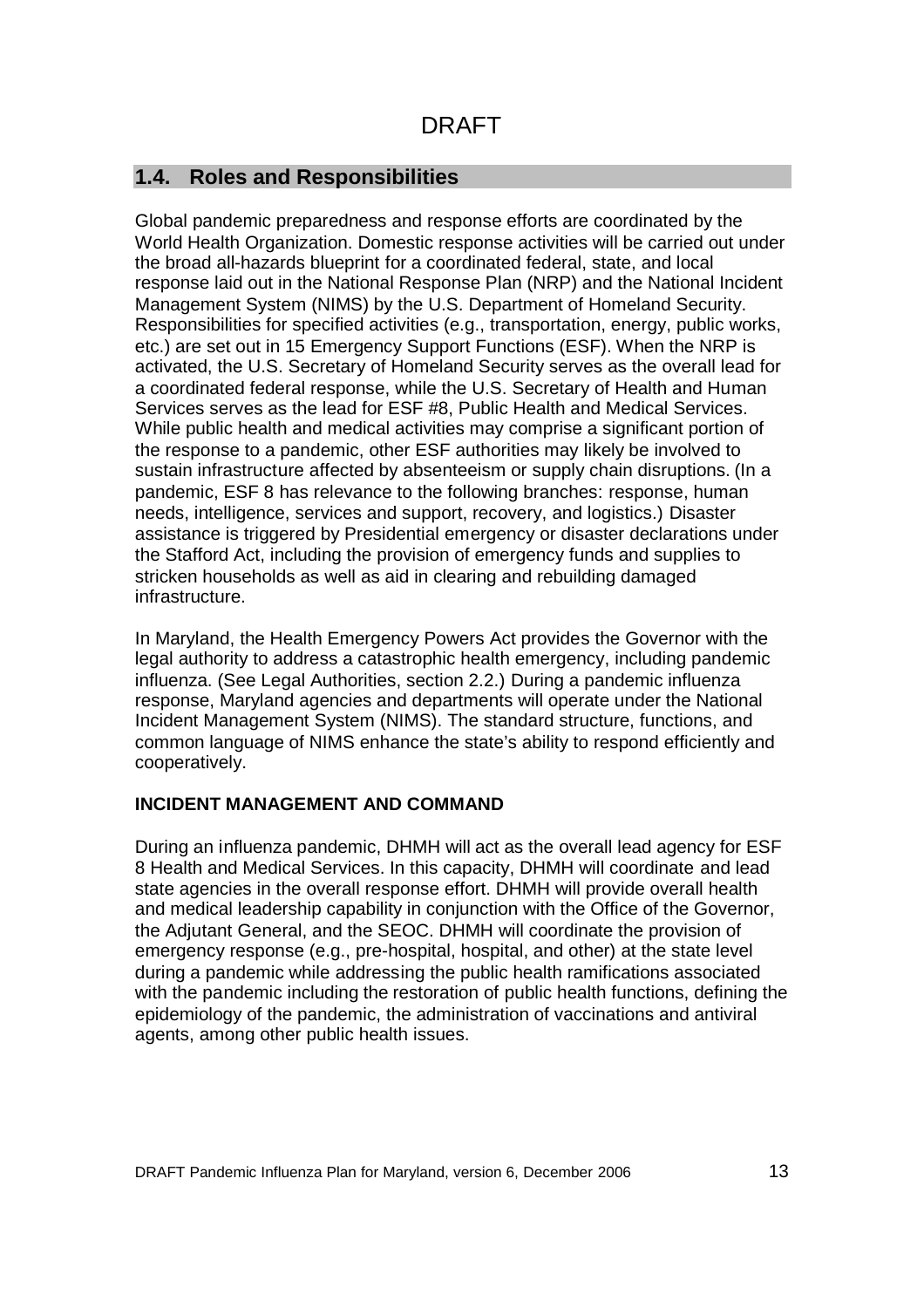## 1.4. Roles and Responsibilities

Global pandemic preparedness and response efforts are coordinated by the World Health Organization. Domestic response activities will be carried out under the broad all-hazards blueprint for a coordinated federal, state, and local response laid out in the National Response Plan (NRP) and the National Incident Management System (NIMS) by the U.S. Department of Homeland Security. Responsibilities for specified activities (e.g., transportation, energy, public works, etc.) are set out in 15 Emergency Support Functions (ESF). When the NRP is activated, the U.S. Secretary of Homeland Security serves as the overall lead for a coordinated federal response, while the U.S. Secretary of Health and Human Services serves as the lead for ESF #8, Public Health and Medical Services. While public health and medical activities may comprise a significant portion of the response to a pandemic, other ESF authorities may likely be involved to sustain infrastructure affected by absenteeism or supply chain disruptions. (In a pandemic, ESF 8 has relevance to the following branches: response, human needs, intelligence, services and support, recovery, and logistics.) Disaster assistance is triggered by Presidential emergency or disaster declarations under the Stafford Act, including the provision of emergency funds and supplies to stricken households as well as aid in clearing and rebuilding damaged infrastructure.

In Maryland, the Health Emergency Powers Act provides the Governor with the legal authority to address a catastrophic health emergency, including pandemic influenza. (See Legal Authorities, section 2.2.) During a pandemic influenza response, Maryland agencies and departments will operate under the National Incident Management System (NIMS). The standard structure, functions, and common language of NIMS enhance the state's ability to respond efficiently and cooperatively.

**INCIDENT MANAGEMENT AND COMMAND**

During an influenza pandemic, DHMH will act as the overall lead agency for ESF 8 Health and Medical Services. In this capacity, DHMH will coordinate and lead state agencies in the overall response effort. DHMH will provide overall health and medical leadership capability in conjunction with the Office of the Governor, the Adjutant General, and the SEOC. DHMH will coordinate the provision of emergency response (e.g., pre-hospital, hospital, and other) at the state level during a pandemic while addressing the public health ramifications associated with the pandemic including the restoration of public health functions, defining the epidemiology of the pandemic, the administration of vaccinations and antiviral agents, among other public health issues.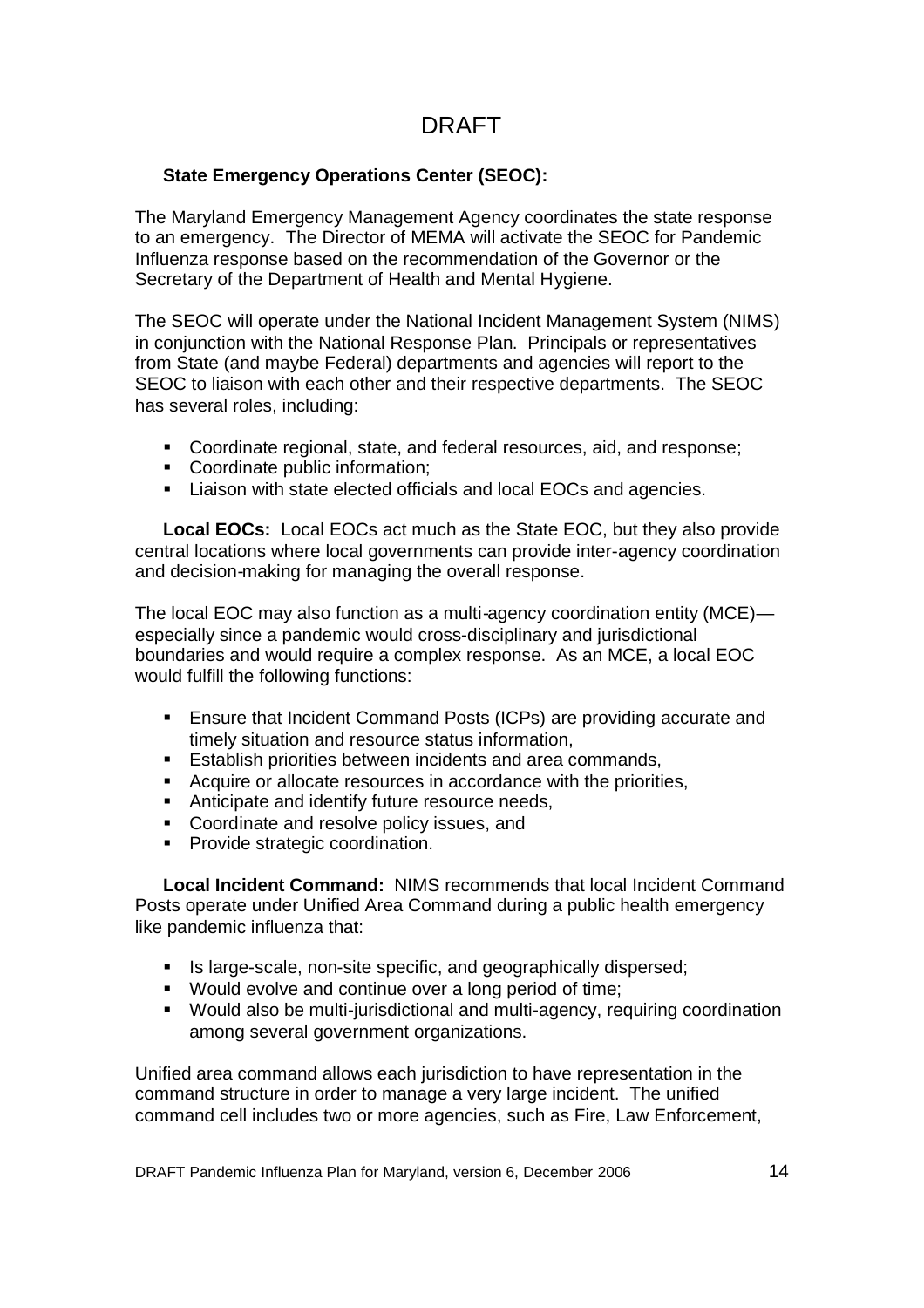DRAFT

**State Emergency Operations Center (SEOC):**

The Maryland Emergency Management Agency coordinates the state response to an emergency. The Director of MEMA will activate the SEOC for Pandemic Influenza response based on the recommendation of the Governor or the Secretary of the Department of Health and Mental Hygiene.

The SEOC will operate under the National Incident Management System (NIMS) in conjunction with the National Response Plan. Principals or representatives from State (and maybe Federal) departments and agencies will report to the SEOC to liaison with each other and their respective departments. The SEOC has several roles, including:

- Coordinate regional, state, and federal resources, aid, and response;
- Coordinate public information;
- Liaison with state elected officials and local EOCs and agencies.

**Local EOCs:** Local EOCs act much as the State EOC, but they also provide central locations where local governments can provide inter-agency coordination and decision-making for managing the overall response.

The local EOC may also function as a multi-agency coordination entity (MCE)—especially since a pandemic would cross-disciplinary and jurisdictional boundaries and would require a complex response. As an MCE, a local EOC would fulfill the following functions:

- Ensure that Incident Command Posts (ICPs) are providing accurate and timely situation and resource status information,
- Establish priorities between incidents and area commands,
- Acquire or allocate resources in accordance with the priorities,
- Anticipate and identify future resource needs,
- Coordinate and resolve policy issues, and
- Provide strategic coordination.

**Local Incident Command:** NIMS recommends that local Incident Command Posts operate under Unified Area Command during a public health emergency like pandemic influenza that:

- Is large-scale, non-site specific, and geographically dispersed;
- Would evolve and continue over a long period of time;
- Would also be multi-jurisdictional and multi-agency, requiring coordination among several government organizations.

Unified area command allows each jurisdiction to have representation in the command structure in order to manage a very large incident. The unified command cell includes two or more agencies, such as Fire, Law Enforcement,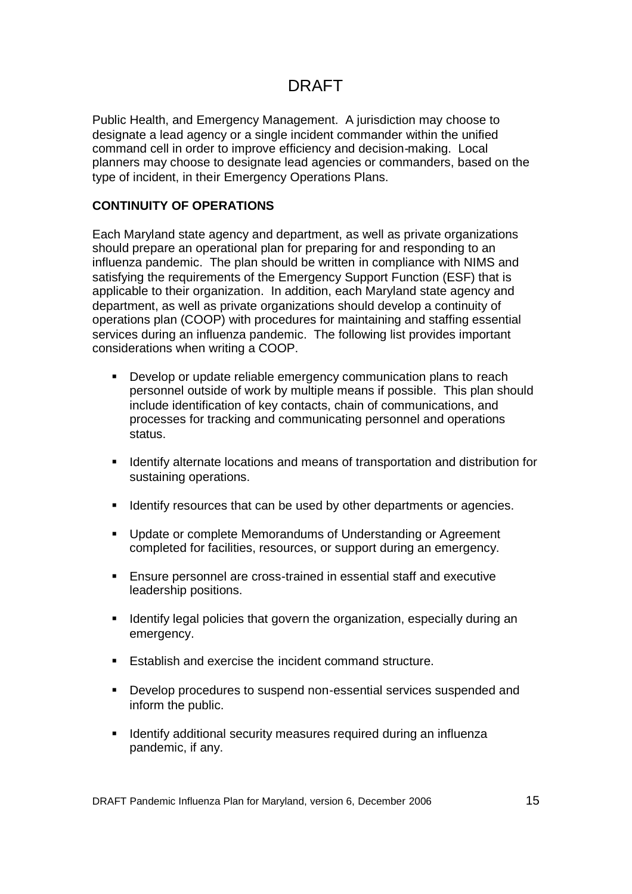Public Health, and Emergency Management. A jurisdiction may choose to designate a lead agency or a single incident commander within the unified command cell in order to improve efficiency and decision-making. Local planners may choose to designate lead agencies or commanders, based on the type of incident, in their Emergency Operations Plans.

**CONTINUITY OF OPERATIONS**

Each Maryland state agency and department, as well as private organizations should prepare an operational plan for preparing for and responding to an influenza pandemic. The plan should be written in compliance with NIMS and satisfying the requirements of the Emergency Support Function (ESF) that is applicable to their organization. In addition, each Maryland state agency and department, as well as private organizations should develop a continuity of operations plan (COOP) with procedures for maintaining and staffing essential services during an influenza pandemic. The following list provides important considerations when writing a COOP.

- Develop or update reliable emergency communication plans to reach personnel outside of work by multiple means if possible. This plan should include identification of key contacts, chain of communications, and processes for tracking and communicating personnel and operations status.
- Identify alternate locations and means of transportation and distribution for sustaining operations.
- Identify resources that can be used by other departments or agencies.
- Update or complete Memorandums of Understanding or Agreement completed for facilities, resources, or support during an emergency.
- Ensure personnel are cross-trained in essential staff and executive leadership positions.
- Identify legal policies that govern the organization, especially during an emergency.
- Establish and exercise the incident command structure.
- Develop procedures to suspend non-essential services suspended and inform the public.
- Identify additional security measures required during an influenza pandemic, if any.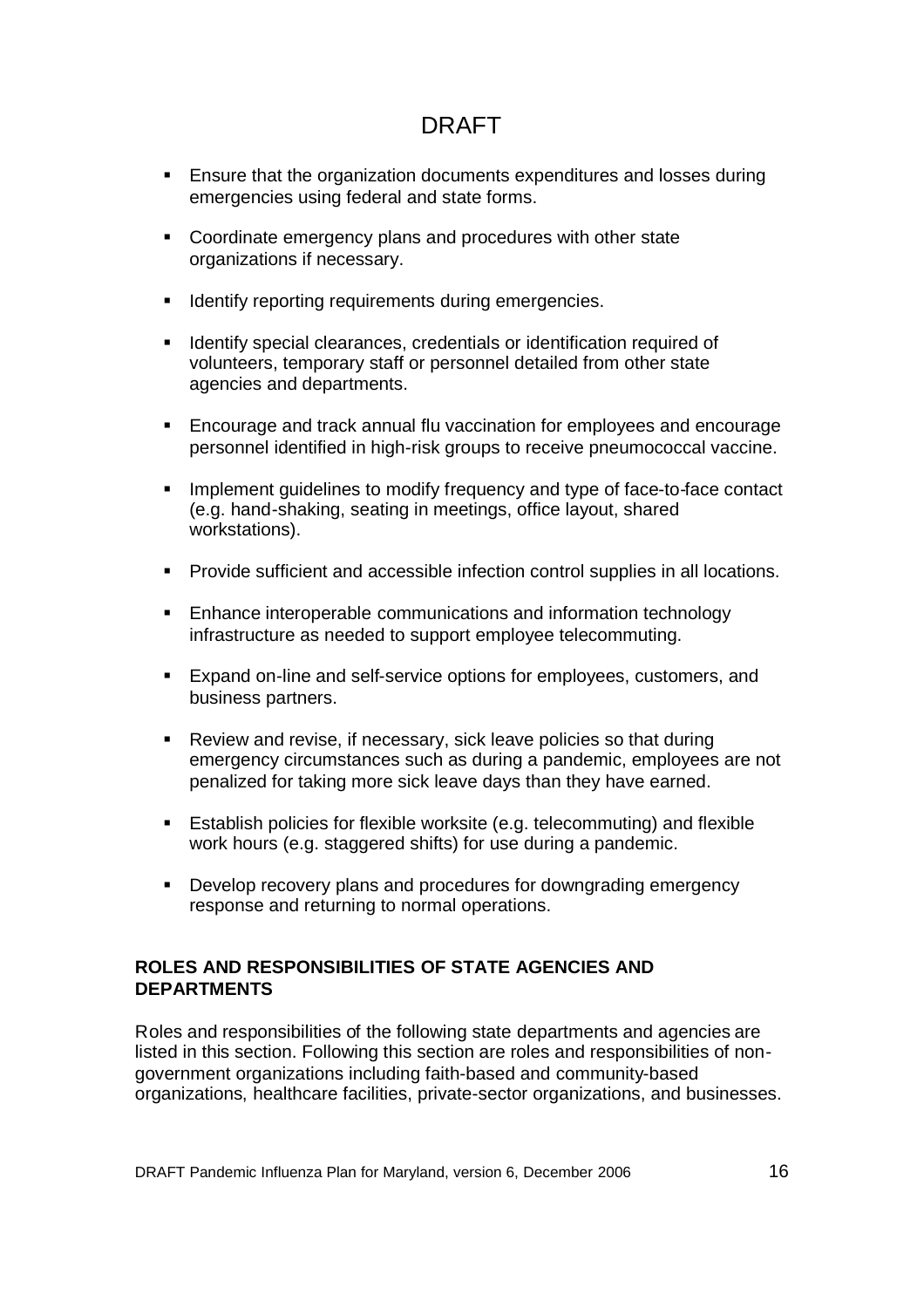- Ensure that the organization documents expenditures and losses during emergencies using federal and state forms.
- Coordinate emergency plans and procedures with other state organizations if necessary.
- Identify reporting requirements during emergencies.
- Identify special clearances, credentials or identification required of volunteers, temporary staff or personnel detailed from other state agencies and departments.
- Encourage and track annual flu vaccination for employees and encourage personnel identified in high-risk groups to receive pneumococcal vaccine.
- Implement guidelines to modify frequency and type of face-to-face contact (e.g. hand-shaking, seating in meetings, office layout, shared workstations).
- Provide sufficient and accessible infection control supplies in all locations.
- Enhance interoperable communications and information technology infrastructure as needed to support employee telecommuting.
- Expand on-line and self-service options for employees, customers, and business partners.
- Review and revise, if necessary, sick leave policies so that during emergency circumstances such as during a pandemic, employees are not penalized for taking more sick leave days than they have earned.
- Establish policies for flexible worksite (e.g. telecommuting) and flexible work hours (e.g. staggered shifts) for use during a pandemic.
- Develop recovery plans and procedures for downgrading emergency response and returning to normal operations.

**ROLES AND RESPONSIBILITIES OF STATE AGENCIES AND DEPARTMENTS**

Roles and responsibilities of the following state departments and agencies are listed in this section. Following this section are roles and responsibilities of non-government organizations including faith-based and community-based organizations, healthcare facilities, private-sector organizations, and businesses.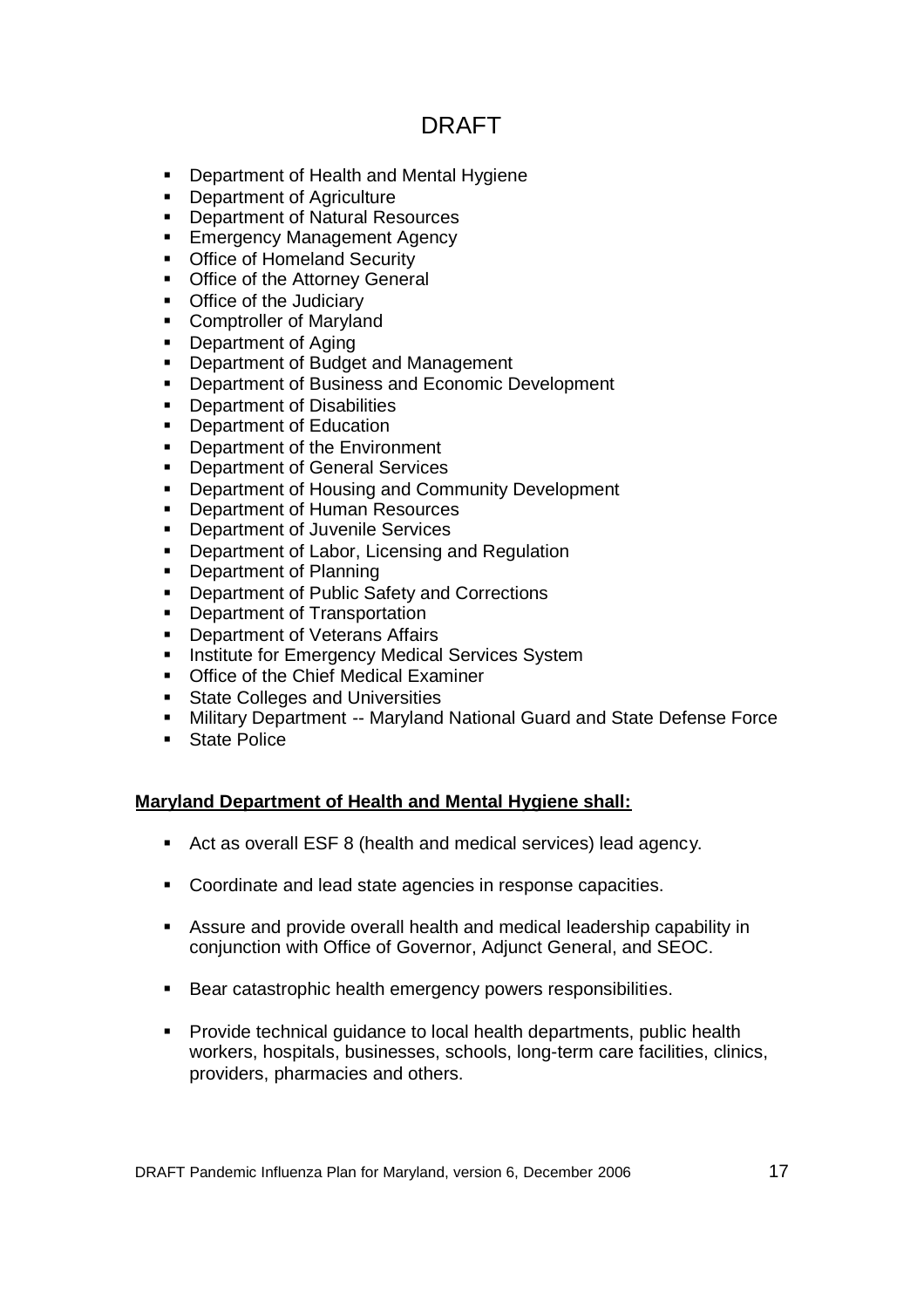DRAFT

- Department of Health and Mental Hygiene
- Department of Agriculture
- Department of Natural Resources
- Emergency Management Agency
- Office of Homeland Security
- Office of the Attorney General
- Office of the Judiciary
- Comptroller of Maryland
- Department of Aging
- Department of Budget and Management
- Department of Business and Economic Development
- Department of Disabilities
- Department of Education
- Department of the Environment
- Department of General Services
- Department of Housing and Community Development
- Department of Human Resources
- Department of Juvenile Services
- Department of Labor, Licensing and Regulation
- Department of Planning
- Department of Public Safety and Corrections
- Department of Transportation
- Department of Veterans Affairs
- Institute for Emergency Medical Services System
- Office of the Chief Medical Examiner
- State Colleges and Universities
- Military Department -- Maryland National Guard and State Defense Force
- State Police

**Maryland Department of Health and Mental Hygiene shall:**

- Act as overall ESF 8 (health and medical services) lead agency.
- Coordinate and lead state agencies in response capacities.
- Assure and provide overall health and medical leadership capability in conjunction with Office of Governor, Adjunct General, and SEOC.
- Bear catastrophic health emergency powers responsibilities.
- Provide technical guidance to local health departments, public health workers, hospitals, businesses, schools, long-term care facilities, clinics, providers, pharmacies and others.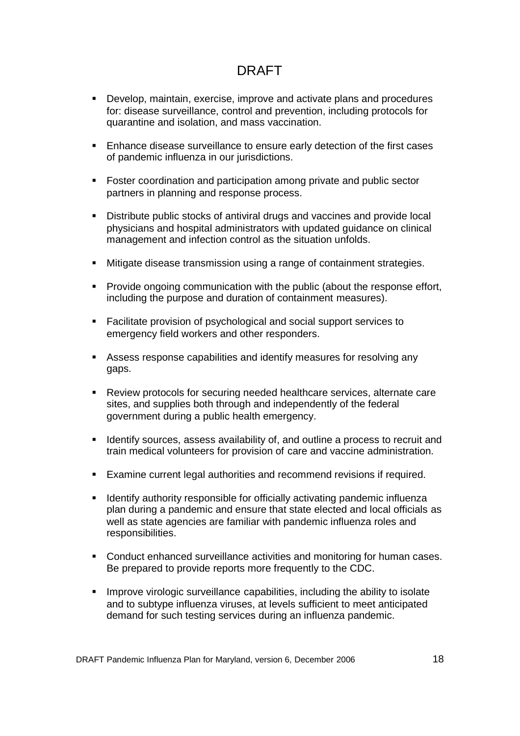- Develop, maintain, exercise, improve and activate plans and procedures for: disease surveillance, control and prevention, including protocols for quarantine and isolation, and mass vaccination.

- Enhance disease surveillance to ensure early detection of the first cases of pandemic influenza in our jurisdictions.

- Foster coordination and participation among private and public sector partners in planning and response process.

- Distribute public stocks of antiviral drugs and vaccines and provide local physicians and hospital administrators with updated guidance on clinical management and infection control as the situation unfolds.

- Mitigate disease transmission using a range of containment strategies.

- Provide ongoing communication with the public (about the response effort, including the purpose and duration of containment measures).

- Facilitate provision of psychological and social support services to emergency field workers and other responders.

- Assess response capabilities and identify measures for resolving any gaps.

- Review protocols for securing needed healthcare services, alternate care sites, and supplies both through and independently of the federal government during a public health emergency.

- Identify sources, assess availability of, and outline a process to recruit and train medical volunteers for provision of care and vaccine administration.

- Examine current legal authorities and recommend revisions if required.

- Identify authority responsible for officially activating pandemic influenza plan during a pandemic and ensure that state elected and local officials as well as state agencies are familiar with pandemic influenza roles and responsibilities.

- Conduct enhanced surveillance activities and monitoring for human cases. Be prepared to provide reports more frequently to the CDC.

- Improve virologic surveillance capabilities, including the ability to isolate and to subtype influenza viruses, at levels sufficient to meet anticipated demand for such testing services during an influenza pandemic.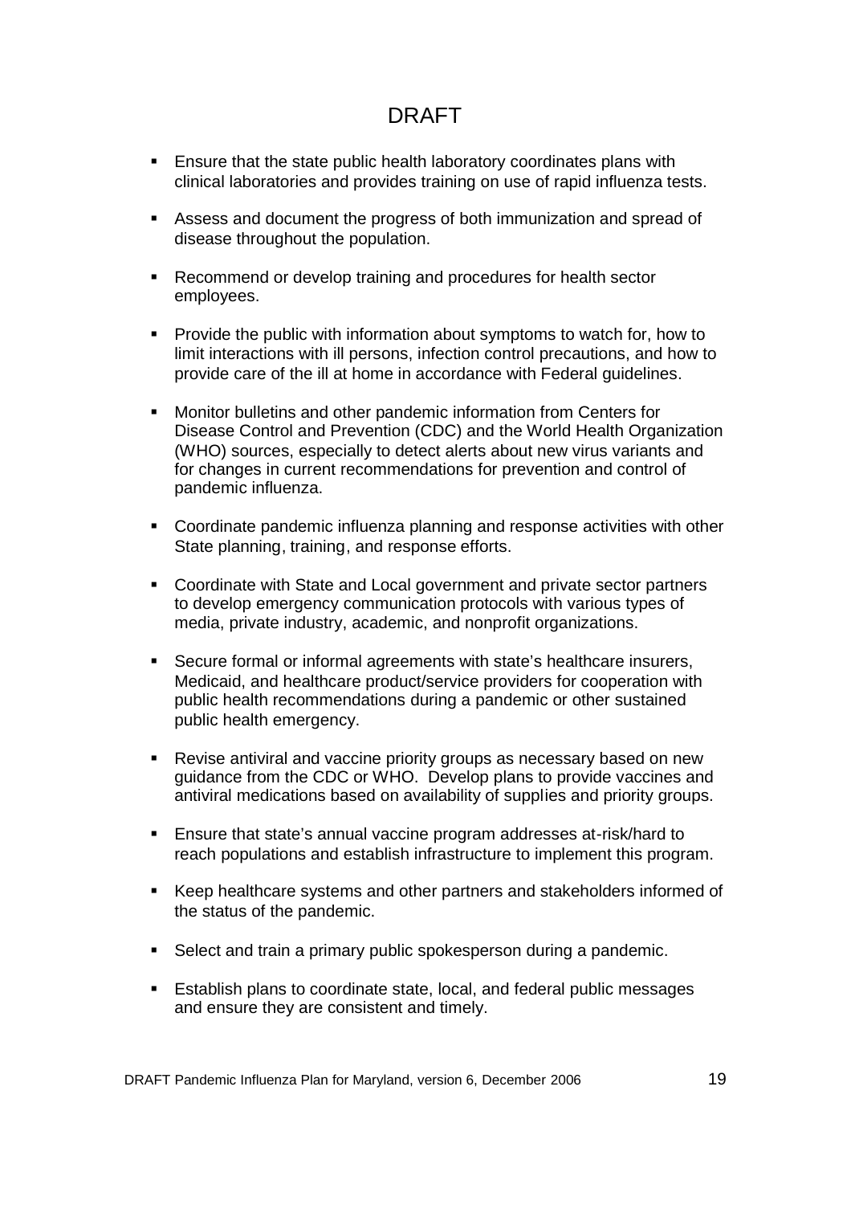- Ensure that the state public health laboratory coordinates plans with clinical laboratories and provides training on use of rapid influenza tests.

- Assess and document the progress of both immunization and spread of disease throughout the population.

- Recommend or develop training and procedures for health sector employees.

- Provide the public with information about symptoms to watch for, how to limit interactions with ill persons, infection control precautions, and how to provide care of the ill at home in accordance with Federal guidelines.

- Monitor bulletins and other pandemic information from Centers for Disease Control and Prevention (CDC) and the World Health Organization (WHO) sources, especially to detect alerts about new virus variants and for changes in current recommendations for prevention and control of pandemic influenza.

- Coordinate pandemic influenza planning and response activities with other State planning, training, and response efforts.

- Coordinate with State and Local government and private sector partners to develop emergency communication protocols with various types of media, private industry, academic, and nonprofit organizations.

- Secure formal or informal agreements with state's healthcare insurers, Medicaid, and healthcare product/service providers for cooperation with public health recommendations during a pandemic or other sustained public health emergency.

- Revise antiviral and vaccine priority groups as necessary based on new guidance from the CDC or WHO. Develop plans to provide vaccines and antiviral medications based on availability of supplies and priority groups.

- Ensure that state's annual vaccine program addresses at-risk/hard to reach populations and establish infrastructure to implement this program.

- Keep healthcare systems and other partners and stakeholders informed of the status of the pandemic.

- Select and train a primary public spokesperson during a pandemic.

- Establish plans to coordinate state, local, and federal public messages and ensure they are consistent and timely.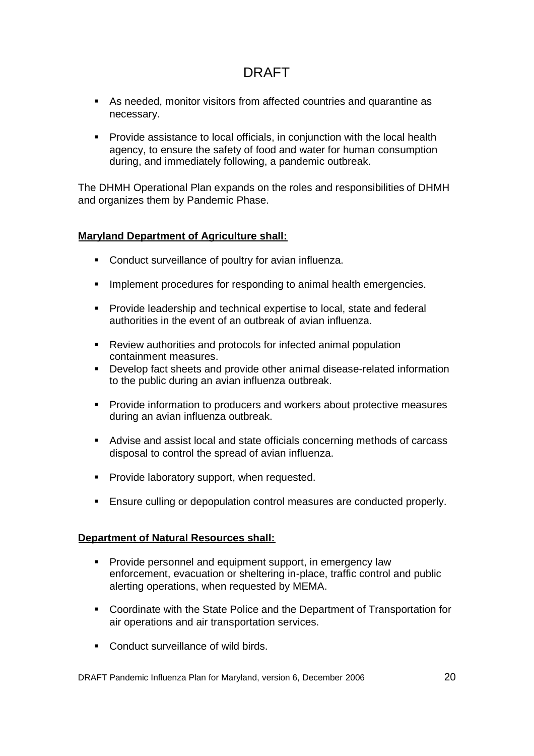- As needed, monitor visitors from affected countries and quarantine as necessary.

- Provide assistance to local officials, in conjunction with the local health agency, to ensure the safety of food and water for human consumption during, and immediately following, a pandemic outbreak.

The DHMH Operational Plan expands on the roles and responsibilities of DHMH and organizes them by Pandemic Phase.

**Maryland Department of Agriculture shall:**

- Conduct surveillance of poultry for avian influenza.

- Implement procedures for responding to animal health emergencies.

- Provide leadership and technical expertise to local, state and federal authorities in the event of an outbreak of avian influenza.

- Review authorities and protocols for infected animal population containment measures.
- Develop fact sheets and provide other animal disease-related information to the public during an avian influenza outbreak.

- Provide information to producers and workers about protective measures during an avian influenza outbreak.

- Advise and assist local and state officials concerning methods of carcass disposal to control the spread of avian influenza.

- Provide laboratory support, when requested.

- Ensure culling or depopulation control measures are conducted properly.

**Department of Natural Resources shall:**

- Provide personnel and equipment support, in emergency law enforcement, evacuation or sheltering in-place, traffic control and public alerting operations, when requested by MEMA.

- Coordinate with the State Police and the Department of Transportation for air operations and air transportation services.

- Conduct surveillance of wild birds.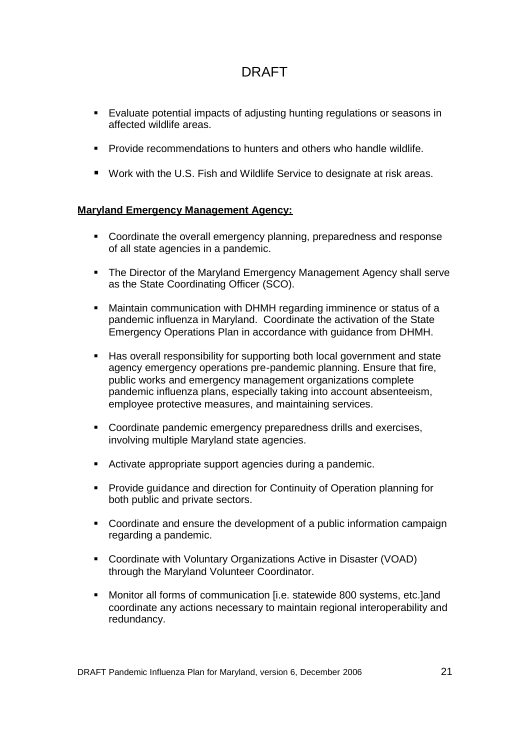- Evaluate potential impacts of adjusting hunting regulations or seasons in affected wildlife areas.
- Provide recommendations to hunters and others who handle wildlife.
- Work with the U.S. Fish and Wildlife Service to designate at risk areas.

**Maryland Emergency Management Agency:**

- Coordinate the overall emergency planning, preparedness and response of all state agencies in a pandemic.
- The Director of the Maryland Emergency Management Agency shall serve as the State Coordinating Officer (SCO).
- Maintain communication with DHMH regarding imminence or status of a pandemic influenza in Maryland. Coordinate the activation of the State Emergency Operations Plan in accordance with guidance from DHMH.
- Has overall responsibility for supporting both local government and state agency emergency operations pre-pandemic planning. Ensure that fire, public works and emergency management organizations complete pandemic influenza plans, especially taking into account absenteeism, employee protective measures, and maintaining services.
- Coordinate pandemic emergency preparedness drills and exercises, involving multiple Maryland state agencies.
- Activate appropriate support agencies during a pandemic.
- Provide guidance and direction for Continuity of Operation planning for both public and private sectors.
- Coordinate and ensure the development of a public information campaign regarding a pandemic.
- Coordinate with Voluntary Organizations Active in Disaster (VOAD) through the Maryland Volunteer Coordinator.
- Monitor all forms of communication [i.e. statewide 800 systems, etc.]and coordinate any actions necessary to maintain regional interoperability and redundancy.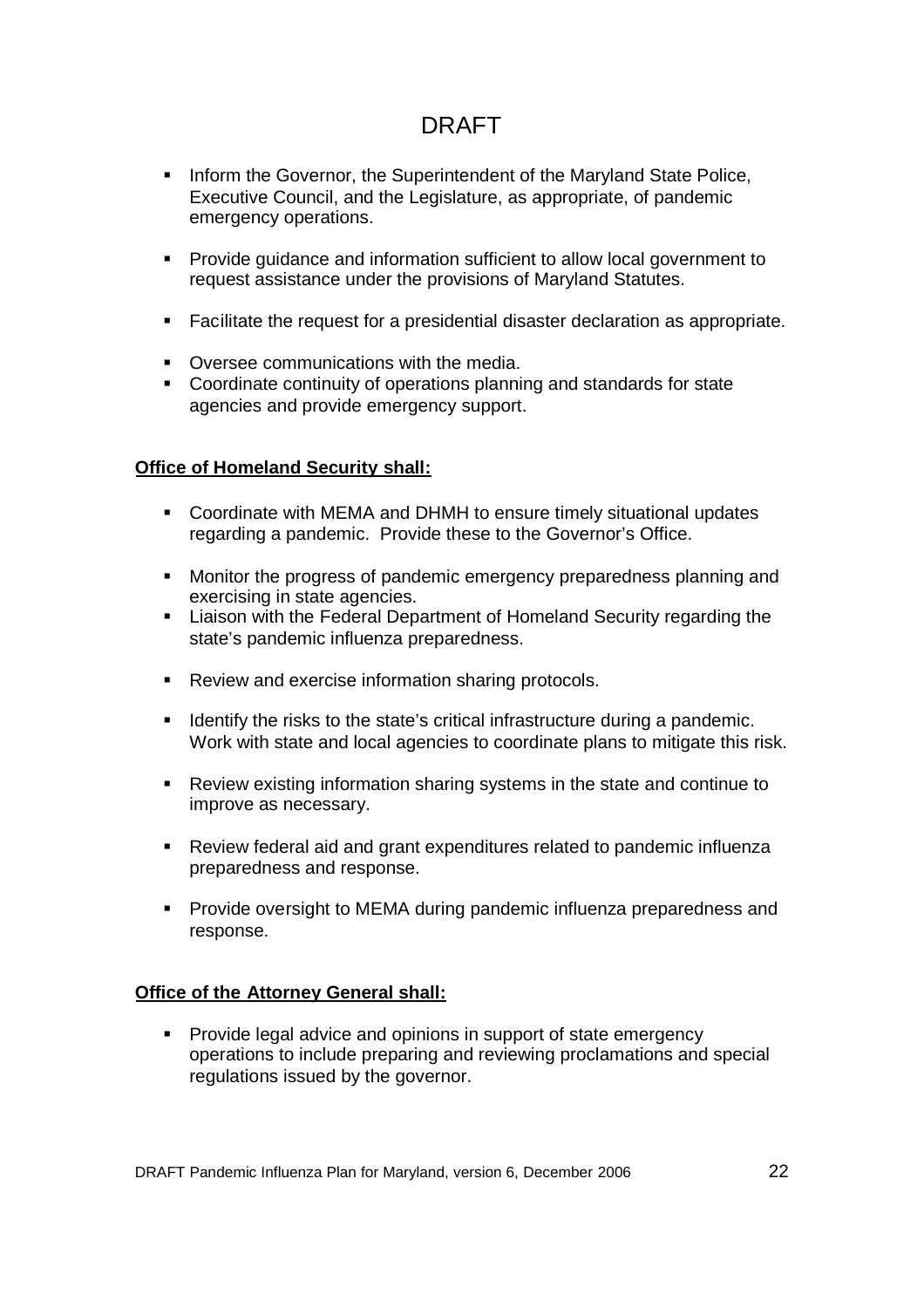- Inform the Governor, the Superintendent of the Maryland State Police, Executive Council, and the Legislature, as appropriate, of pandemic emergency operations.
- Provide guidance and information sufficient to allow local government to request assistance under the provisions of Maryland Statutes.
- Facilitate the request for a presidential disaster declaration as appropriate.
- Oversee communications with the media.
- Coordinate continuity of operations planning and standards for state agencies and provide emergency support.

**Office of Homeland Security shall:**

- Coordinate with MEMA and DHMH to ensure timely situational updates regarding a pandemic. Provide these to the Governor's Office.
- Monitor the progress of pandemic emergency preparedness planning and exercising in state agencies.
- Liaison with the Federal Department of Homeland Security regarding the state's pandemic influenza preparedness.
- Review and exercise information sharing protocols.
- Identify the risks to the state's critical infrastructure during a pandemic. Work with state and local agencies to coordinate plans to mitigate this risk.
- Review existing information sharing systems in the state and continue to improve as necessary.
- Review federal aid and grant expenditures related to pandemic influenza preparedness and response.
- Provide oversight to MEMA during pandemic influenza preparedness and response.

**Office of the Attorney General shall:**

- Provide legal advice and opinions in support of state emergency operations to include preparing and reviewing proclamations and special regulations issued by the governor.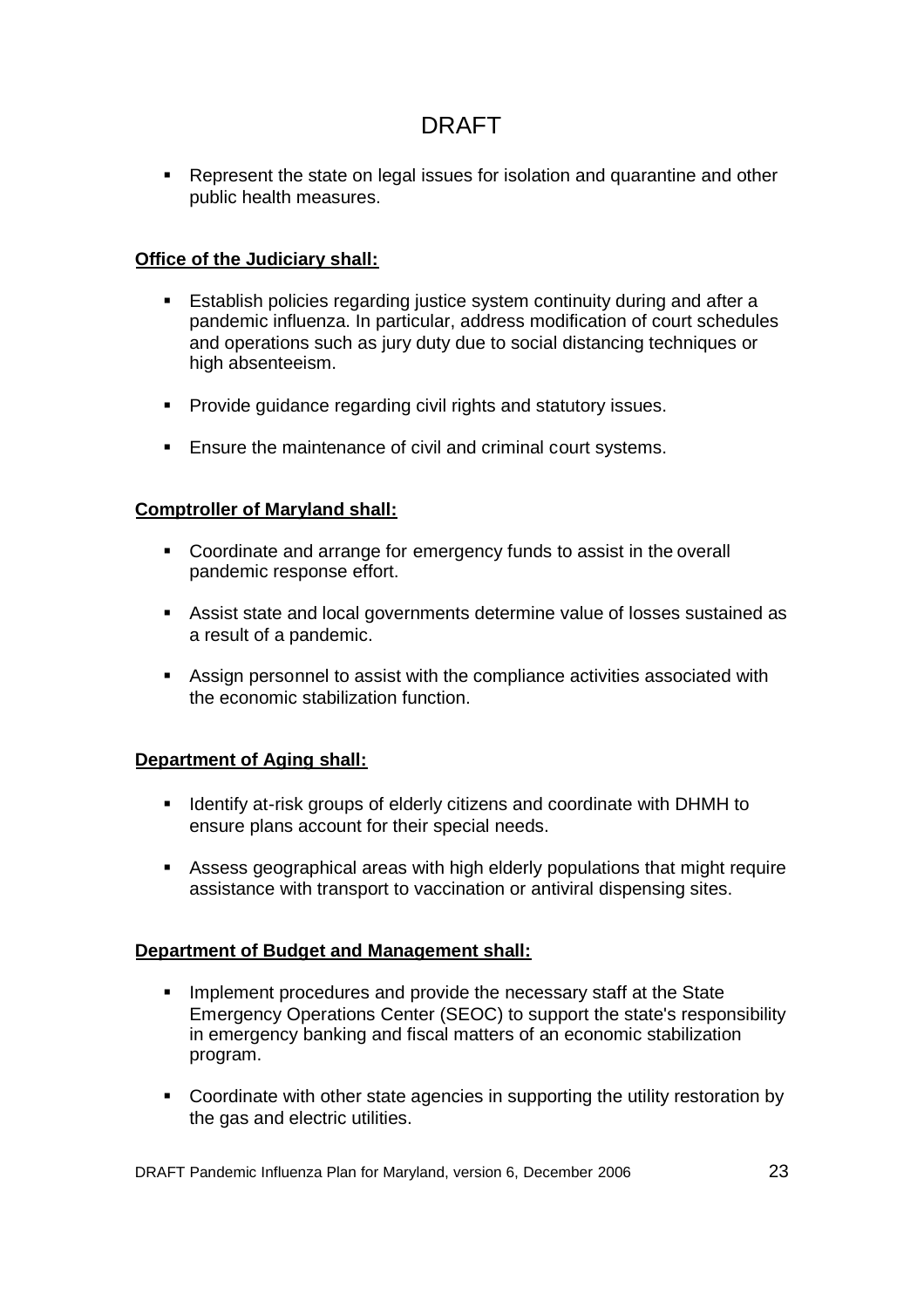- Represent the state on legal issues for isolation and quarantine and other public health measures.

**Office of the Judiciary shall:**

- Establish policies regarding justice system continuity during and after a pandemic influenza. In particular, address modification of court schedules and operations such as jury duty due to social distancing techniques or high absenteeism.
- Provide guidance regarding civil rights and statutory issues.
- Ensure the maintenance of civil and criminal court systems.

**Comptroller of Maryland shall:**

- Coordinate and arrange for emergency funds to assist in the overall pandemic response effort.
- Assist state and local governments determine value of losses sustained as a result of a pandemic.
- Assign personnel to assist with the compliance activities associated with the economic stabilization function.

**Department of Aging shall:**

- Identify at-risk groups of elderly citizens and coordinate with DHMH to ensure plans account for their special needs.
- Assess geographical areas with high elderly populations that might require assistance with transport to vaccination or antiviral dispensing sites.

**Department of Budget and Management shall:**

- Implement procedures and provide the necessary staff at the State Emergency Operations Center (SEOC) to support the state's responsibility in emergency banking and fiscal matters of an economic stabilization program.
- Coordinate with other state agencies in supporting the utility restoration by the gas and electric utilities.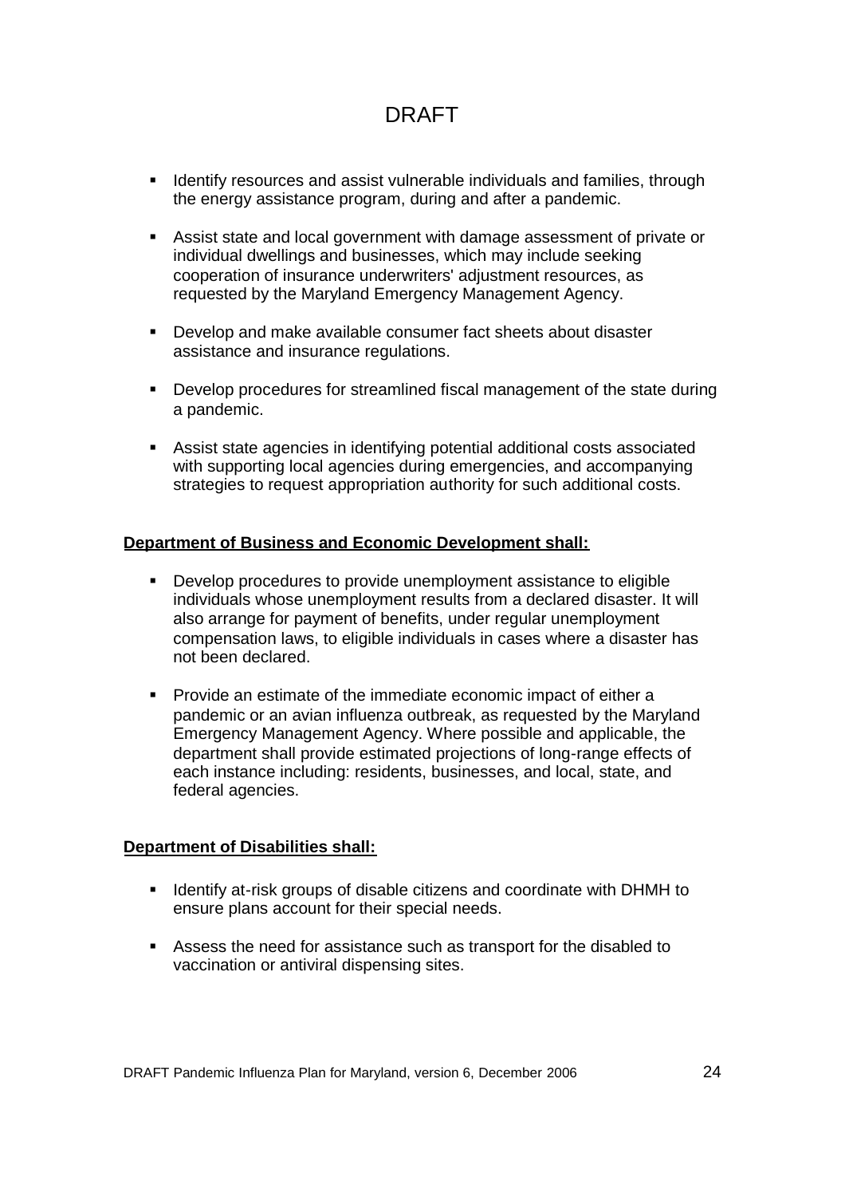- Identify resources and assist vulnerable individuals and families, through the energy assistance program, during and after a pandemic.

- Assist state and local government with damage assessment of private or individual dwellings and businesses, which may include seeking cooperation of insurance underwriters' adjustment resources, as requested by the Maryland Emergency Management Agency.

- Develop and make available consumer fact sheets about disaster assistance and insurance regulations.

- Develop procedures for streamlined fiscal management of the state during a pandemic.

- Assist state agencies in identifying potential additional costs associated with supporting local agencies during emergencies, and accompanying strategies to request appropriation authority for such additional costs.

**Department of Business and Economic Development shall:**

- Develop procedures to provide unemployment assistance to eligible individuals whose unemployment results from a declared disaster. It will also arrange for payment of benefits, under regular unemployment compensation laws, to eligible individuals in cases where a disaster has not been declared.

- Provide an estimate of the immediate economic impact of either a pandemic or an avian influenza outbreak, as requested by the Maryland Emergency Management Agency. Where possible and applicable, the department shall provide estimated projections of long-range effects of each instance including: residents, businesses, and local, state, and federal agencies.

**Department of Disabilities shall:**

- Identify at-risk groups of disable citizens and coordinate with DHMH to ensure plans account for their special needs.

- Assess the need for assistance such as transport for the disabled to vaccination or antiviral dispensing sites.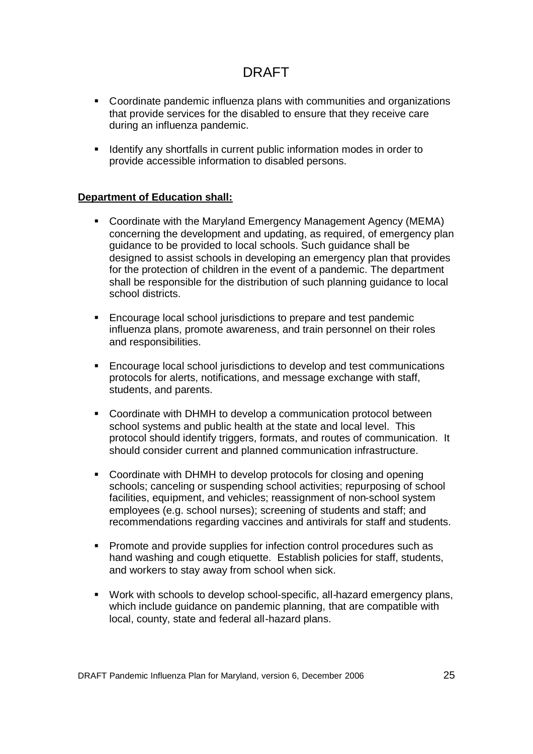# DRAFT

- Coordinate pandemic influenza plans with communities and organizations that provide services for the disabled to ensure that they receive care during an influenza pandemic.
- Identify any shortfalls in current public information modes in order to provide accessible information to disabled persons.

**Department of Education shall:**

- Coordinate with the Maryland Emergency Management Agency (MEMA) concerning the development and updating, as required, of emergency plan guidance to be provided to local schools. Such guidance shall be designed to assist schools in developing an emergency plan that provides for the protection of children in the event of a pandemic. The department shall be responsible for the distribution of such planning guidance to local school districts.
- Encourage local school jurisdictions to prepare and test pandemic influenza plans, promote awareness, and train personnel on their roles and responsibilities.
- Encourage local school jurisdictions to develop and test communications protocols for alerts, notifications, and message exchange with staff, students, and parents.
- Coordinate with DHMH to develop a communication protocol between school systems and public health at the state and local level. This protocol should identify triggers, formats, and routes of communication. It should consider current and planned communication infrastructure.
- Coordinate with DHMH to develop protocols for closing and opening schools; canceling or suspending school activities; repurposing of school facilities, equipment, and vehicles; reassignment of non-school system employees (e.g. school nurses); screening of students and staff; and recommendations regarding vaccines and antivirals for staff and students.
- Promote and provide supplies for infection control procedures such as hand washing and cough etiquette. Establish policies for staff, students, and workers to stay away from school when sick.
- Work with schools to develop school-specific, all-hazard emergency plans, which include guidance on pandemic planning, that are compatible with local, county, state and federal all-hazard plans.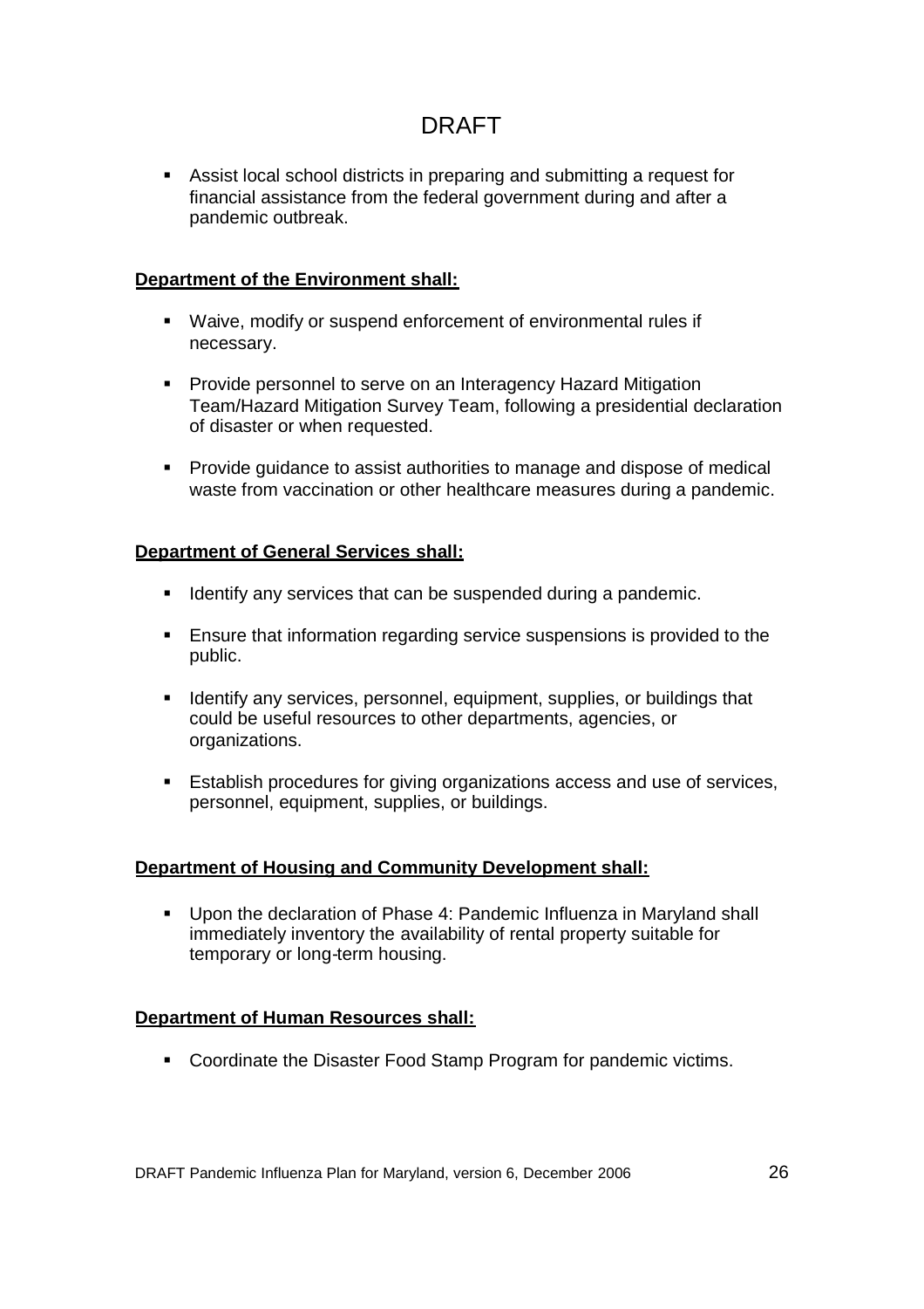- Assist local school districts in preparing and submitting a request for financial assistance from the federal government during and after a pandemic outbreak.

**Department of the Environment shall:**

- Waive, modify or suspend enforcement of environmental rules if necessary.
- Provide personnel to serve on an Interagency Hazard Mitigation Team/Hazard Mitigation Survey Team, following a presidential declaration of disaster or when requested.
- Provide guidance to assist authorities to manage and dispose of medical waste from vaccination or other healthcare measures during a pandemic.

**Department of General Services shall:**

- Identify any services that can be suspended during a pandemic.
- Ensure that information regarding service suspensions is provided to the public.
- Identify any services, personnel, equipment, supplies, or buildings that could be useful resources to other departments, agencies, or organizations.
- Establish procedures for giving organizations access and use of services, personnel, equipment, supplies, or buildings.

**Department of Housing and Community Development shall:**

- Upon the declaration of Phase 4: Pandemic Influenza in Maryland shall immediately inventory the availability of rental property suitable for temporary or long-term housing.

**Department of Human Resources shall:**

- Coordinate the Disaster Food Stamp Program for pandemic victims.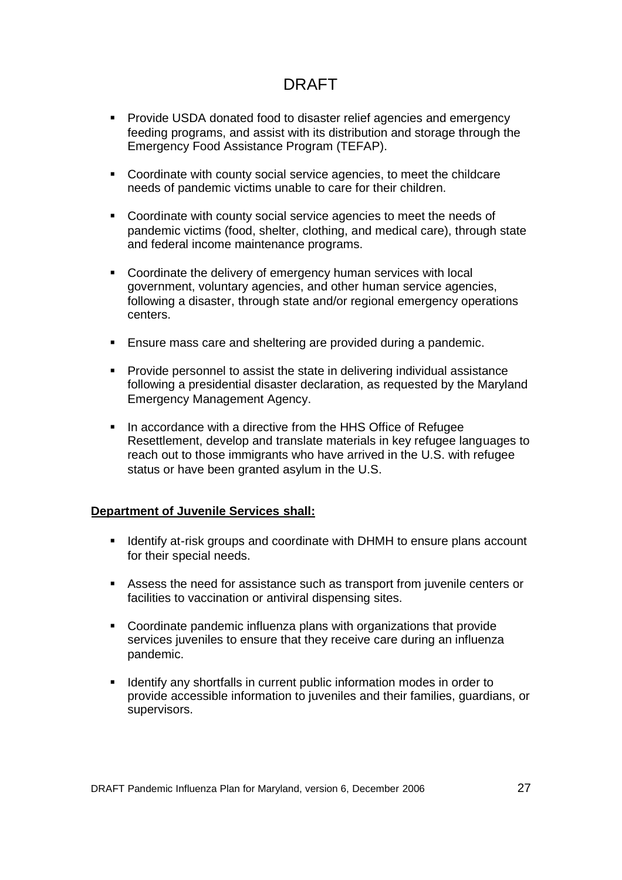- Provide USDA donated food to disaster relief agencies and emergency feeding programs, and assist with its distribution and storage through the Emergency Food Assistance Program (TEFAP).

- Coordinate with county social service agencies, to meet the childcare needs of pandemic victims unable to care for their children.

- Coordinate with county social service agencies to meet the needs of pandemic victims (food, shelter, clothing, and medical care), through state and federal income maintenance programs.

- Coordinate the delivery of emergency human services with local government, voluntary agencies, and other human service agencies, following a disaster, through state and/or regional emergency operations centers.

- Ensure mass care and sheltering are provided during a pandemic.

- Provide personnel to assist the state in delivering individual assistance following a presidential disaster declaration, as requested by the Maryland Emergency Management Agency.

- In accordance with a directive from the HHS Office of Refugee Resettlement, develop and translate materials in key refugee languages to reach out to those immigrants who have arrived in the U.S. with refugee status or have been granted asylum in the U.S.

**Department of Juvenile Services shall:**

- Identify at-risk groups and coordinate with DHMH to ensure plans account for their special needs.

- Assess the need for assistance such as transport from juvenile centers or facilities to vaccination or antiviral dispensing sites.

- Coordinate pandemic influenza plans with organizations that provide services juveniles to ensure that they receive care during an influenza pandemic.

- Identify any shortfalls in current public information modes in order to provide accessible information to juveniles and their families, guardians, or supervisors.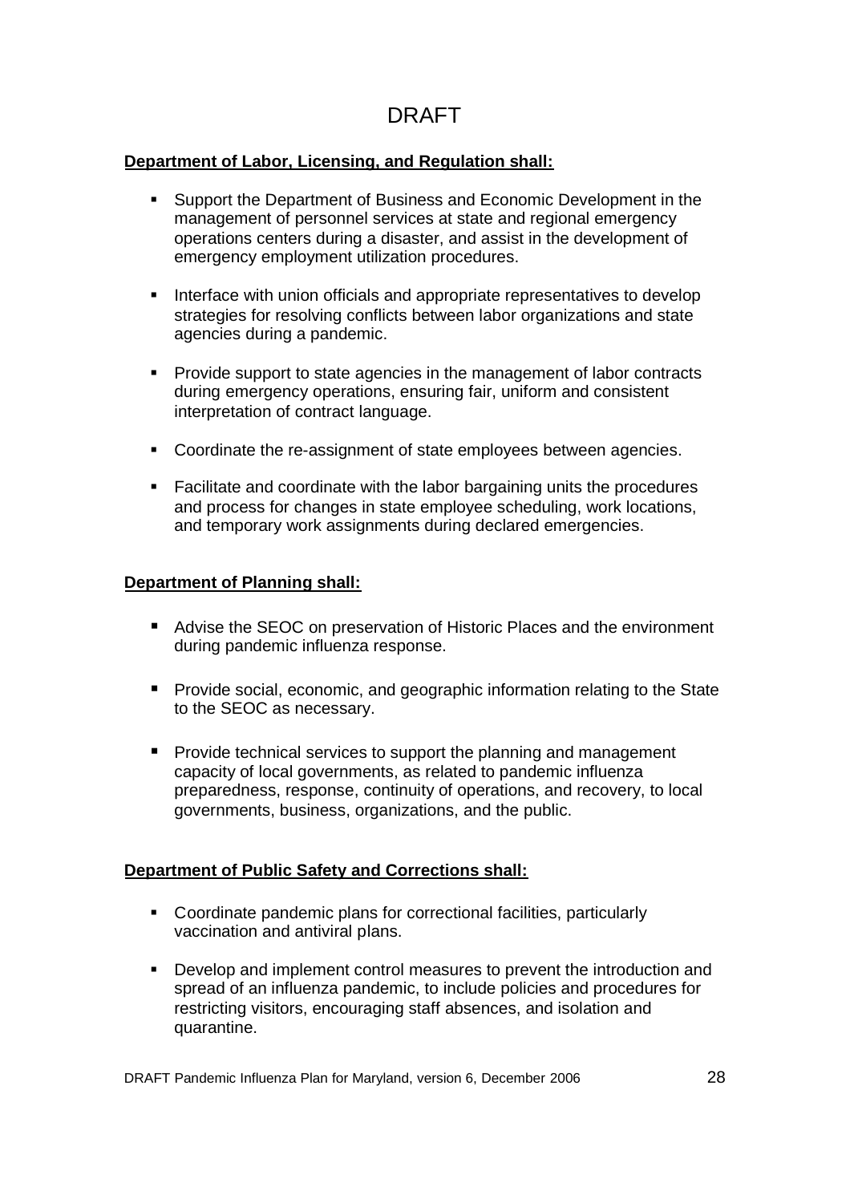DRAFT

**Department of Labor, Licensing, and Regulation shall:**

- Support the Department of Business and Economic Development in the management of personnel services at state and regional emergency operations centers during a disaster, and assist in the development of emergency employment utilization procedures.
- Interface with union officials and appropriate representatives to develop strategies for resolving conflicts between labor organizations and state agencies during a pandemic.
- Provide support to state agencies in the management of labor contracts during emergency operations, ensuring fair, uniform and consistent interpretation of contract language.
- Coordinate the re-assignment of state employees between agencies.
- Facilitate and coordinate with the labor bargaining units the procedures and process for changes in state employee scheduling, work locations, and temporary work assignments during declared emergencies.

**Department of Planning shall:**

- Advise the SEOC on preservation of Historic Places and the environment during pandemic influenza response.
- Provide social, economic, and geographic information relating to the State to the SEOC as necessary.
- Provide technical services to support the planning and management capacity of local governments, as related to pandemic influenza preparedness, response, continuity of operations, and recovery, to local governments, business, organizations, and the public.

**Department of Public Safety and Corrections shall:**

- Coordinate pandemic plans for correctional facilities, particularly vaccination and antiviral plans.
- Develop and implement control measures to prevent the introduction and spread of an influenza pandemic, to include policies and procedures for restricting visitors, encouraging staff absences, and isolation and quarantine.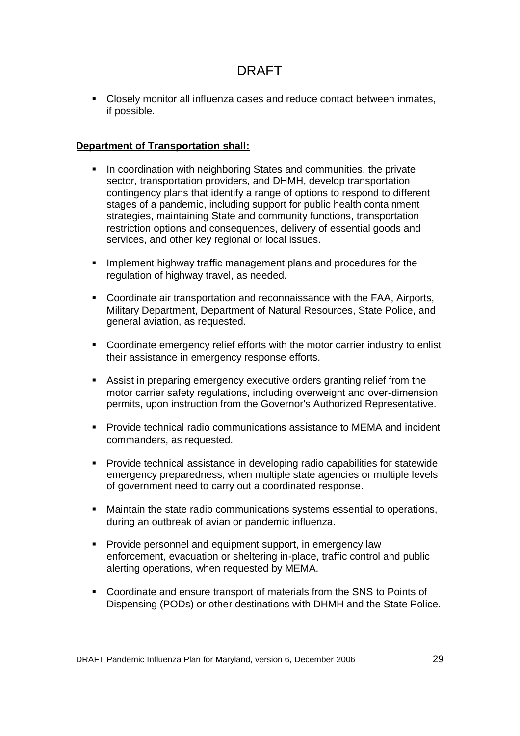- Closely monitor all influenza cases and reduce contact between inmates, if possible.

**Department of Transportation shall:**

- In coordination with neighboring States and communities, the private sector, transportation providers, and DHMH, develop transportation contingency plans that identify a range of options to respond to different stages of a pandemic, including support for public health containment strategies, maintaining State and community functions, transportation restriction options and consequences, delivery of essential goods and services, and other key regional or local issues.
- Implement highway traffic management plans and procedures for the regulation of highway travel, as needed.
- Coordinate air transportation and reconnaissance with the FAA, Airports, Military Department, Department of Natural Resources, State Police, and general aviation, as requested.
- Coordinate emergency relief efforts with the motor carrier industry to enlist their assistance in emergency response efforts.
- Assist in preparing emergency executive orders granting relief from the motor carrier safety regulations, including overweight and over-dimension permits, upon instruction from the Governor's Authorized Representative.
- Provide technical radio communications assistance to MEMA and incident commanders, as requested.
- Provide technical assistance in developing radio capabilities for statewide emergency preparedness, when multiple state agencies or multiple levels of government need to carry out a coordinated response.
- Maintain the state radio communications systems essential to operations, during an outbreak of avian or pandemic influenza.
- Provide personnel and equipment support, in emergency law enforcement, evacuation or sheltering in-place, traffic control and public alerting operations, when requested by MEMA.
- Coordinate and ensure transport of materials from the SNS to Points of Dispensing (PODs) or other destinations with DHMH and the State Police.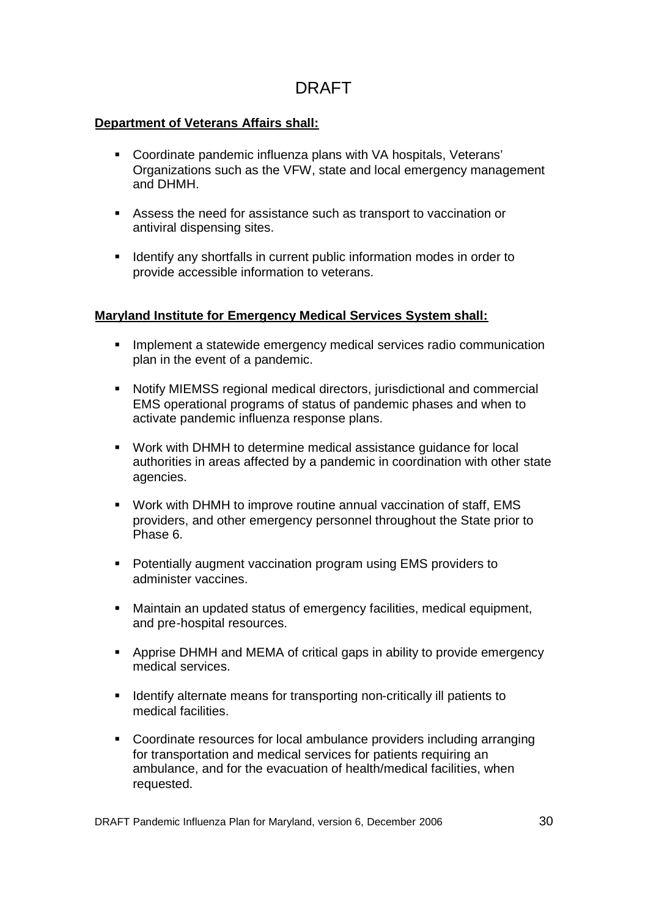DRAFT

**Department of Veterans Affairs shall:**

- Coordinate pandemic influenza plans with VA hospitals, Veterans' Organizations such as the VFW, state and local emergency management and DHMH.
- Assess the need for assistance such as transport to vaccination or antiviral dispensing sites.
- Identify any shortfalls in current public information modes in order to provide accessible information to veterans.

**Maryland Institute for Emergency Medical Services System shall:**

- Implement a statewide emergency medical services radio communication plan in the event of a pandemic.
- Notify MIEMSS regional medical directors, jurisdictional and commercial EMS operational programs of status of pandemic phases and when to activate pandemic influenza response plans.
- Work with DHMH to determine medical assistance guidance for local authorities in areas affected by a pandemic in coordination with other state agencies.
- Work with DHMH to improve routine annual vaccination of staff, EMS providers, and other emergency personnel throughout the State prior to Phase 6.
- Potentially augment vaccination program using EMS providers to administer vaccines.
- Maintain an updated status of emergency facilities, medical equipment, and pre-hospital resources.
- Apprise DHMH and MEMA of critical gaps in ability to provide emergency medical services.
- Identify alternate means for transporting non-critically ill patients to medical facilities.
- Coordinate resources for local ambulance providers including arranging for transportation and medical services for patients requiring an ambulance, and for the evacuation of health/medical facilities, when requested.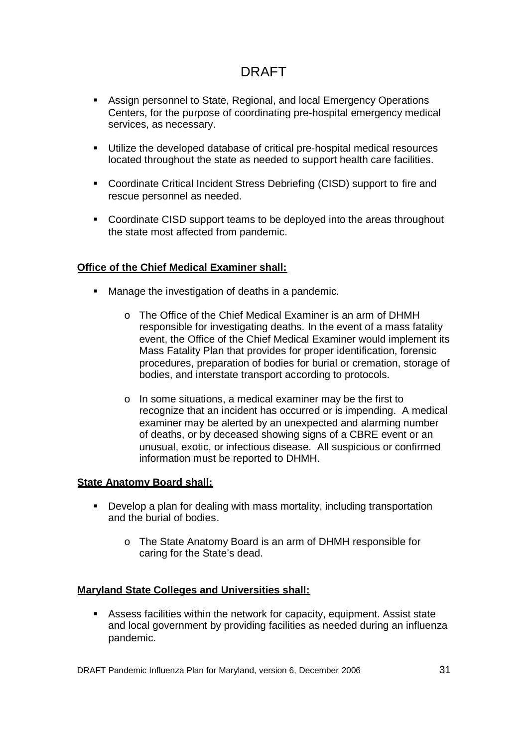- Assign personnel to State, Regional, and local Emergency Operations Centers, for the purpose of coordinating pre-hospital emergency medical services, as necessary.

- Utilize the developed database of critical pre-hospital medical resources located throughout the state as needed to support health care facilities.

- Coordinate Critical Incident Stress Debriefing (CISD) support to fire and rescue personnel as needed.

- Coordinate CISD support teams to be deployed into the areas throughout the state most affected from pandemic.

**Office of the Chief Medical Examiner shall:**

- Manage the investigation of deaths in a pandemic.

    - The Office of the Chief Medical Examiner is an arm of DHMH responsible for investigating deaths. In the event of a mass fatality event, the Office of the Chief Medical Examiner would implement its Mass Fatality Plan that provides for proper identification, forensic procedures, preparation of bodies for burial or cremation, storage of bodies, and interstate transport according to protocols.

    - In some situations, a medical examiner may be the first to recognize that an incident has occurred or is impending. A medical examiner may be alerted by an unexpected and alarming number of deaths, or by deceased showing signs of a CBRE event or an unusual, exotic, or infectious disease. All suspicious or confirmed information must be reported to DHMH.

**State Anatomy Board shall:**

- Develop a plan for dealing with mass mortality, including transportation and the burial of bodies.

    - The State Anatomy Board is an arm of DHMH responsible for caring for the State's dead.

**Maryland State Colleges and Universities shall:**

- Assess facilities within the network for capacity, equipment. Assist state and local government by providing facilities as needed during an influenza pandemic.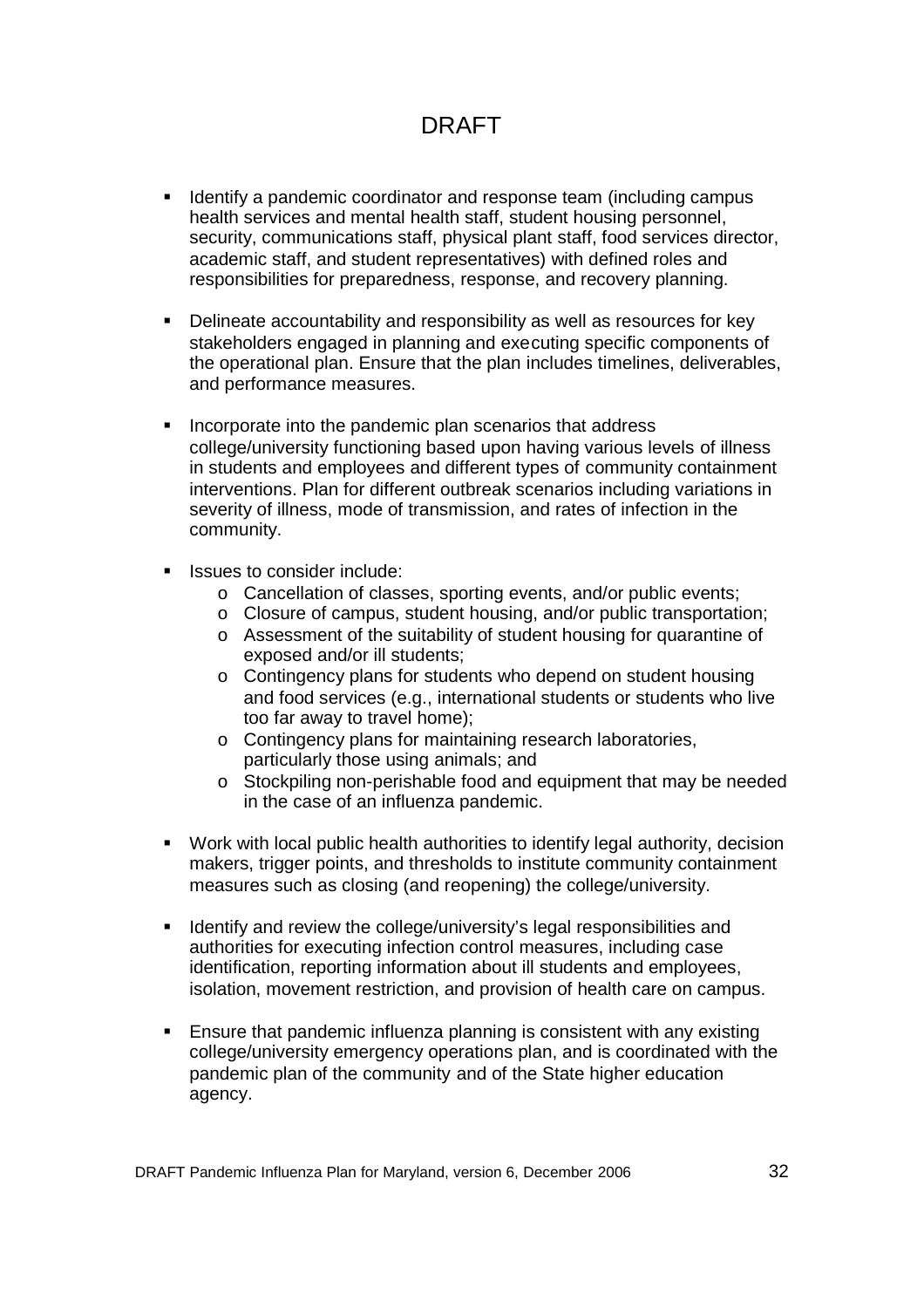- Identify a pandemic coordinator and response team (including campus health services and mental health staff, student housing personnel, security, communications staff, physical plant staff, food services director, academic staff, and student representatives) with defined roles and responsibilities for preparedness, response, and recovery planning.

- Delineate accountability and responsibility as well as resources for key stakeholders engaged in planning and executing specific components of the operational plan. Ensure that the plan includes timelines, deliverables, and performance measures.

- Incorporate into the pandemic plan scenarios that address college/university functioning based upon having various levels of illness in students and employees and different types of community containment interventions. Plan for different outbreak scenarios including variations in severity of illness, mode of transmission, and rates of infection in the community.

- Issues to consider include:
  - Cancellation of classes, sporting events, and/or public events;
  - Closure of campus, student housing, and/or public transportation;
  - Assessment of the suitability of student housing for quarantine of exposed and/or ill students;
  - Contingency plans for students who depend on student housing and food services (e.g., international students or students who live too far away to travel home);
  - Contingency plans for maintaining research laboratories, particularly those using animals; and
  - Stockpiling non-perishable food and equipment that may be needed in the case of an influenza pandemic.

- Work with local public health authorities to identify legal authority, decision makers, trigger points, and thresholds to institute community containment measures such as closing (and reopening) the college/university.

- Identify and review the college/university's legal responsibilities and authorities for executing infection control measures, including case identification, reporting information about ill students and employees, isolation, movement restriction, and provision of health care on campus.

- Ensure that pandemic influenza planning is consistent with any existing college/university emergency operations plan, and is coordinated with the pandemic plan of the community and of the State higher education agency.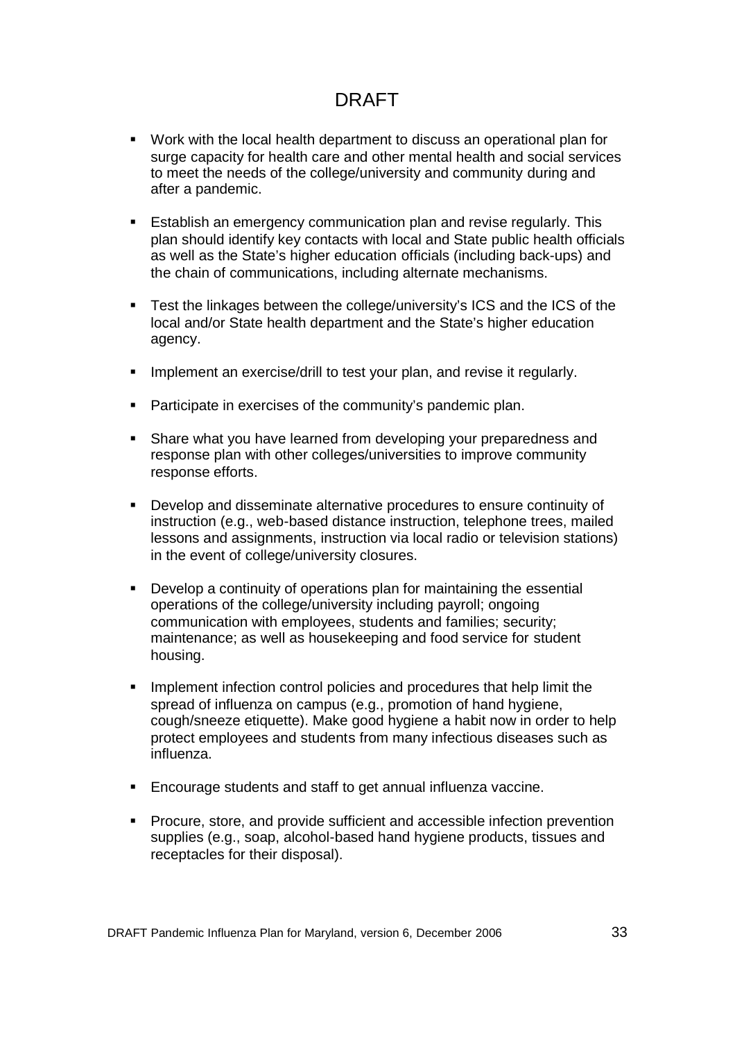- Work with the local health department to discuss an operational plan for surge capacity for health care and other mental health and social services to meet the needs of the college/university and community during and after a pandemic.

- Establish an emergency communication plan and revise regularly. This plan should identify key contacts with local and State public health officials as well as the State's higher education officials (including back-ups) and the chain of communications, including alternate mechanisms.

- Test the linkages between the college/university's ICS and the ICS of the local and/or State health department and the State's higher education agency.

- Implement an exercise/drill to test your plan, and revise it regularly.

- Participate in exercises of the community's pandemic plan.

- Share what you have learned from developing your preparedness and response plan with other colleges/universities to improve community response efforts.

- Develop and disseminate alternative procedures to ensure continuity of instruction (e.g., web-based distance instruction, telephone trees, mailed lessons and assignments, instruction via local radio or television stations) in the event of college/university closures.

- Develop a continuity of operations plan for maintaining the essential operations of the college/university including payroll; ongoing communication with employees, students and families; security; maintenance; as well as housekeeping and food service for student housing.

- Implement infection control policies and procedures that help limit the spread of influenza on campus (e.g., promotion of hand hygiene, cough/sneeze etiquette). Make good hygiene a habit now in order to help protect employees and students from many infectious diseases such as influenza.

- Encourage students and staff to get annual influenza vaccine.

- Procure, store, and provide sufficient and accessible infection prevention supplies (e.g., soap, alcohol-based hand hygiene products, tissues and receptacles for their disposal).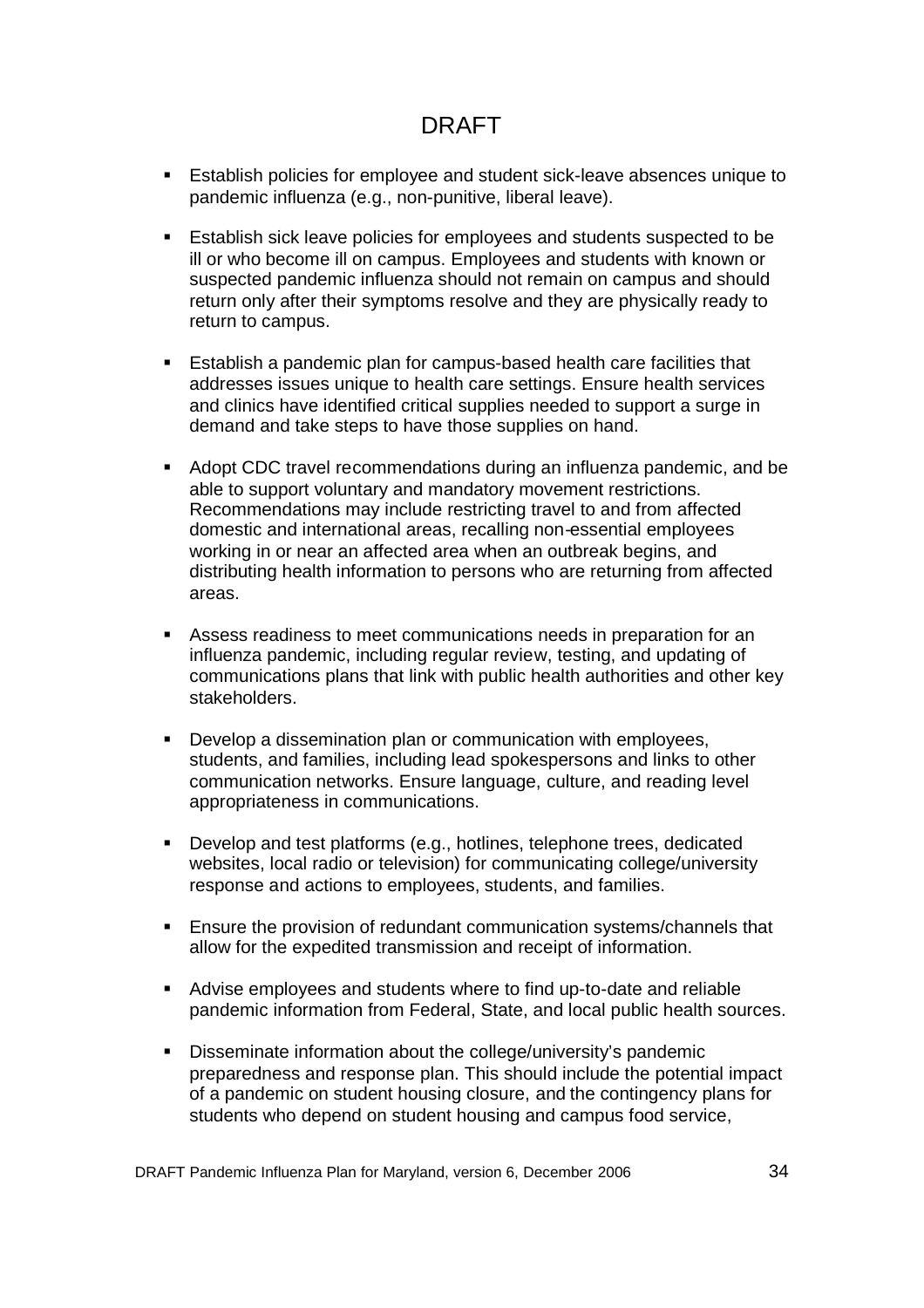- Establish policies for employee and student sick-leave absences unique to pandemic influenza (e.g., non-punitive, liberal leave).

- Establish sick leave policies for employees and students suspected to be ill or who become ill on campus. Employees and students with known or suspected pandemic influenza should not remain on campus and should return only after their symptoms resolve and they are physically ready to return to campus.

- Establish a pandemic plan for campus-based health care facilities that addresses issues unique to health care settings. Ensure health services and clinics have identified critical supplies needed to support a surge in demand and take steps to have those supplies on hand.

- Adopt CDC travel recommendations during an influenza pandemic, and be able to support voluntary and mandatory movement restrictions. Recommendations may include restricting travel to and from affected domestic and international areas, recalling non-essential employees working in or near an affected area when an outbreak begins, and distributing health information to persons who are returning from affected areas.

- Assess readiness to meet communications needs in preparation for an influenza pandemic, including regular review, testing, and updating of communications plans that link with public health authorities and other key stakeholders.

- Develop a dissemination plan or communication with employees, students, and families, including lead spokespersons and links to other communication networks. Ensure language, culture, and reading level appropriateness in communications.

- Develop and test platforms (e.g., hotlines, telephone trees, dedicated websites, local radio or television) for communicating college/university response and actions to employees, students, and families.

- Ensure the provision of redundant communication systems/channels that allow for the expedited transmission and receipt of information.

- Advise employees and students where to find up-to-date and reliable pandemic information from Federal, State, and local public health sources.

- Disseminate information about the college/university's pandemic preparedness and response plan. This should include the potential impact of a pandemic on student housing closure, and the contingency plans for students who depend on student housing and campus food service,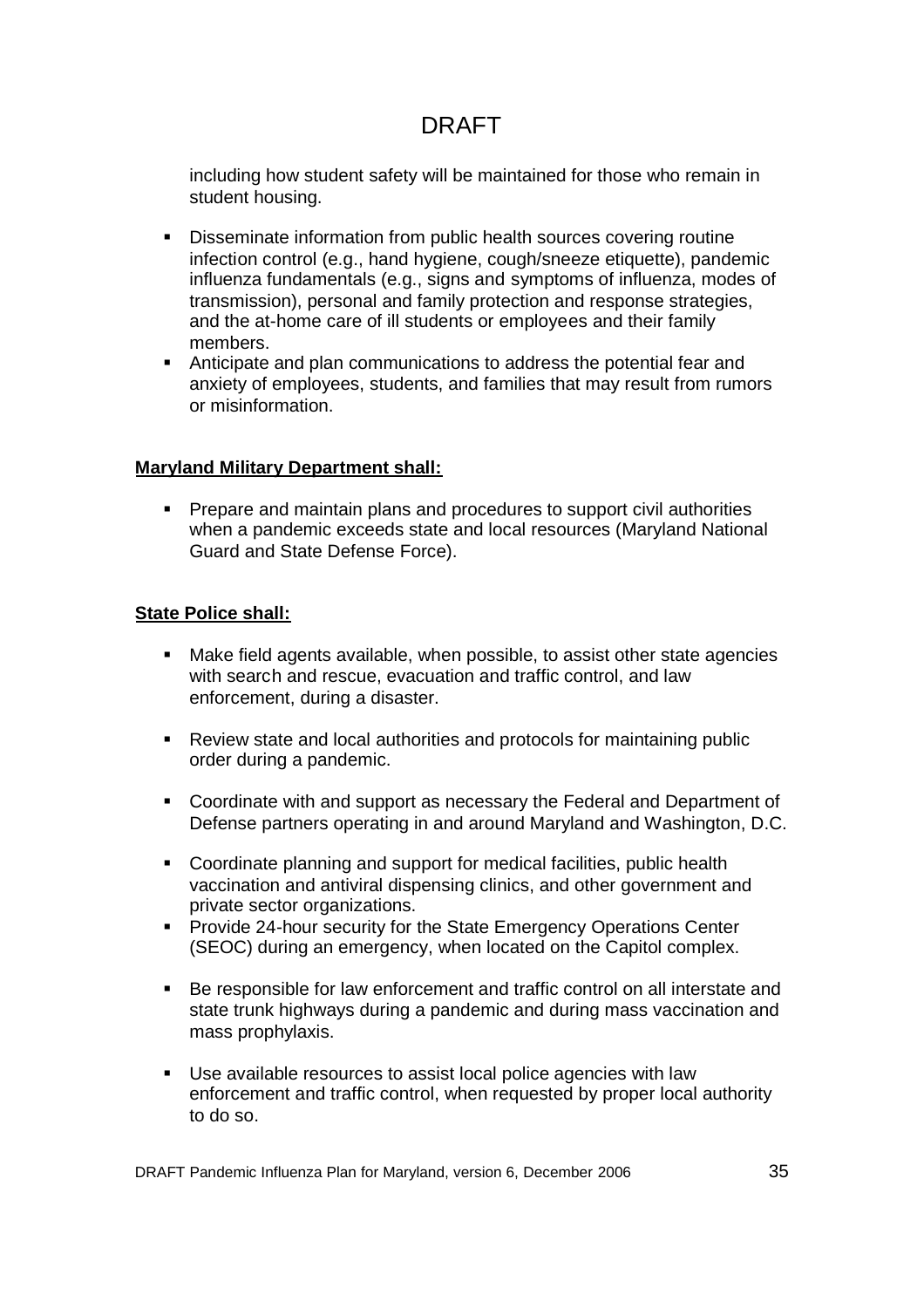including how student safety will be maintained for those who remain in student housing.

- Disseminate information from public health sources covering routine infection control (e.g., hand hygiene, cough/sneeze etiquette), pandemic influenza fundamentals (e.g., signs and symptoms of influenza, modes of transmission), personal and family protection and response strategies, and the at-home care of ill students or employees and their family members.
- Anticipate and plan communications to address the potential fear and anxiety of employees, students, and families that may result from rumors or misinformation.

**Maryland Military Department shall:**

- Prepare and maintain plans and procedures to support civil authorities when a pandemic exceeds state and local resources (Maryland National Guard and State Defense Force).

**State Police shall:**

- Make field agents available, when possible, to assist other state agencies with search and rescue, evacuation and traffic control, and law enforcement, during a disaster.
- Review state and local authorities and protocols for maintaining public order during a pandemic.
- Coordinate with and support as necessary the Federal and Department of Defense partners operating in and around Maryland and Washington, D.C.
- Coordinate planning and support for medical facilities, public health vaccination and antiviral dispensing clinics, and other government and private sector organizations.
- Provide 24-hour security for the State Emergency Operations Center (SEOC) during an emergency, when located on the Capitol complex.
- Be responsible for law enforcement and traffic control on all interstate and state trunk highways during a pandemic and during mass vaccination and mass prophylaxis.
- Use available resources to assist local police agencies with law enforcement and traffic control, when requested by proper local authority to do so.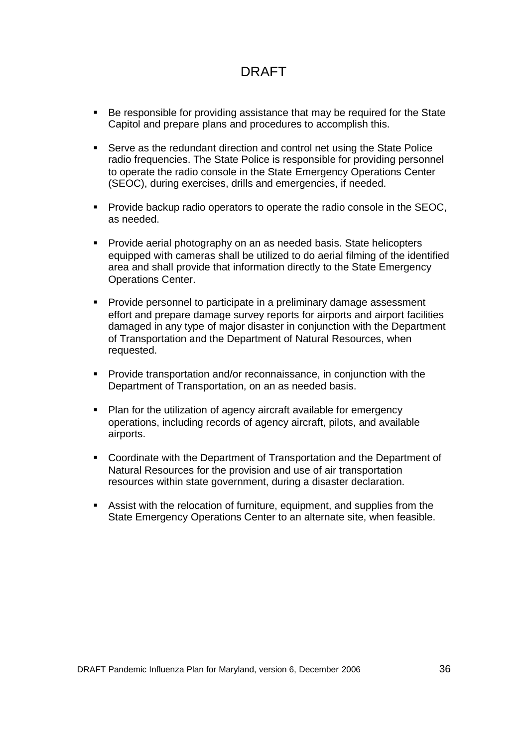- Be responsible for providing assistance that may be required for the State Capitol and prepare plans and procedures to accomplish this.

- Serve as the redundant direction and control net using the State Police radio frequencies. The State Police is responsible for providing personnel to operate the radio console in the State Emergency Operations Center (SEOC), during exercises, drills and emergencies, if needed.

- Provide backup radio operators to operate the radio console in the SEOC, as needed.

- Provide aerial photography on an as needed basis. State helicopters equipped with cameras shall be utilized to do aerial filming of the identified area and shall provide that information directly to the State Emergency Operations Center.

- Provide personnel to participate in a preliminary damage assessment effort and prepare damage survey reports for airports and airport facilities damaged in any type of major disaster in conjunction with the Department of Transportation and the Department of Natural Resources, when requested.

- Provide transportation and/or reconnaissance, in conjunction with the Department of Transportation, on an as needed basis.

- Plan for the utilization of agency aircraft available for emergency operations, including records of agency aircraft, pilots, and available airports.

- Coordinate with the Department of Transportation and the Department of Natural Resources for the provision and use of air transportation resources within state government, during a disaster declaration.

- Assist with the relocation of furniture, equipment, and supplies from the State Emergency Operations Center to an alternate site, when feasible.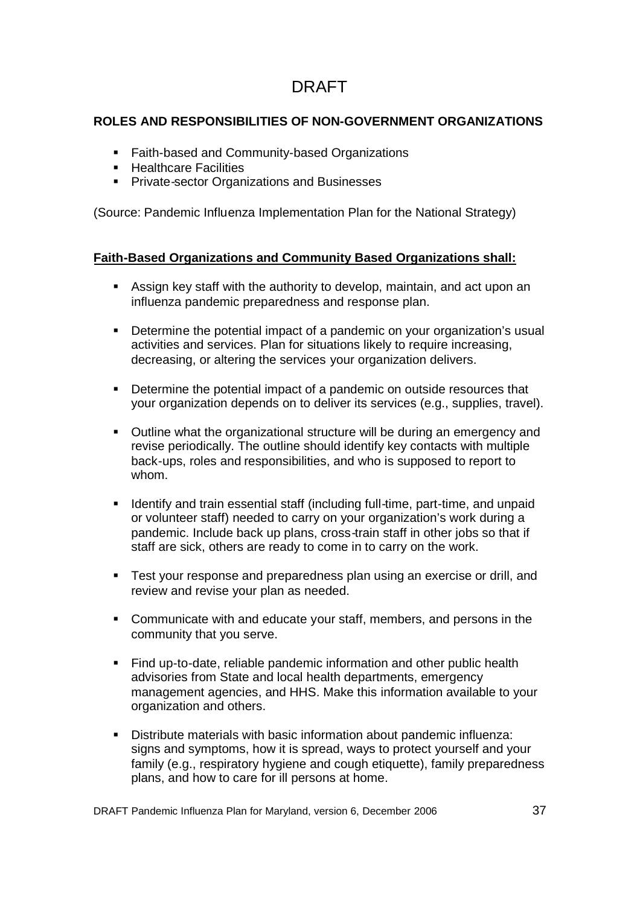# DRAFT

**ROLES AND RESPONSIBILITIES OF NON-GOVERNMENT ORGANIZATIONS**

- Faith-based and Community-based Organizations
- Healthcare Facilities
- Private-sector Organizations and Businesses

(Source: Pandemic Influenza Implementation Plan for the National Strategy)

**Faith-Based Organizations and Community Based Organizations shall:**

- Assign key staff with the authority to develop, maintain, and act upon an influenza pandemic preparedness and response plan.
- Determine the potential impact of a pandemic on your organization's usual activities and services. Plan for situations likely to require increasing, decreasing, or altering the services your organization delivers.
- Determine the potential impact of a pandemic on outside resources that your organization depends on to deliver its services (e.g., supplies, travel).
- Outline what the organizational structure will be during an emergency and revise periodically. The outline should identify key contacts with multiple back-ups, roles and responsibilities, and who is supposed to report to whom.
- Identify and train essential staff (including full-time, part-time, and unpaid or volunteer staff) needed to carry on your organization's work during a pandemic. Include back up plans, cross-train staff in other jobs so that if staff are sick, others are ready to come in to carry on the work.
- Test your response and preparedness plan using an exercise or drill, and review and revise your plan as needed.
- Communicate with and educate your staff, members, and persons in the community that you serve.
- Find up-to-date, reliable pandemic information and other public health advisories from State and local health departments, emergency management agencies, and HHS. Make this information available to your organization and others.
- Distribute materials with basic information about pandemic influenza: signs and symptoms, how it is spread, ways to protect yourself and your family (e.g., respiratory hygiene and cough etiquette), family preparedness plans, and how to care for ill persons at home.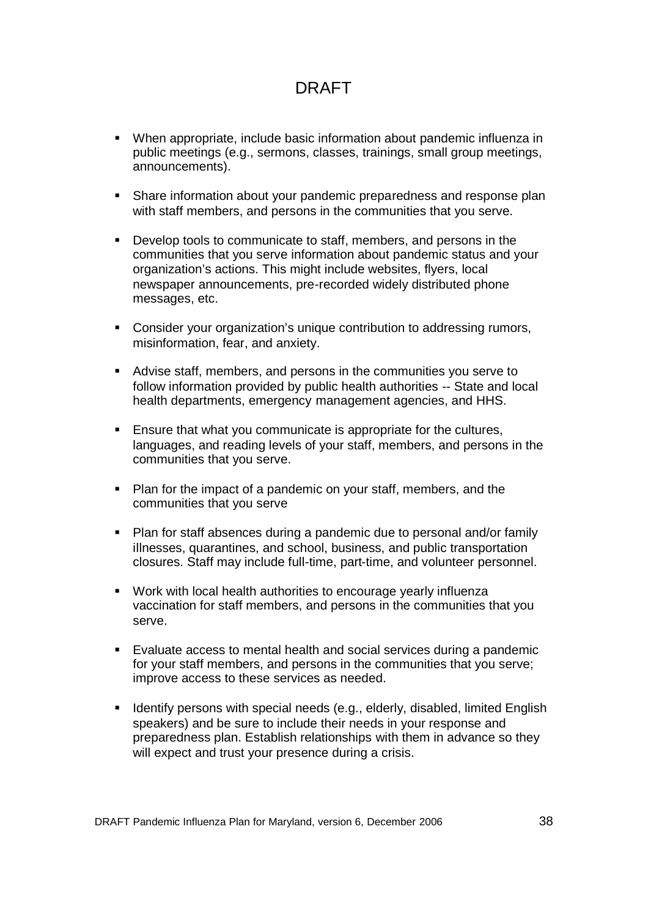- When appropriate, include basic information about pandemic influenza in public meetings (e.g., sermons, classes, trainings, small group meetings, announcements).
- Share information about your pandemic preparedness and response plan with staff members, and persons in the communities that you serve.
- Develop tools to communicate to staff, members, and persons in the communities that you serve information about pandemic status and your organization's actions. This might include websites, flyers, local newspaper announcements, pre-recorded widely distributed phone messages, etc.
- Consider your organization's unique contribution to addressing rumors, misinformation, fear, and anxiety.
- Advise staff, members, and persons in the communities you serve to follow information provided by public health authorities -- State and local health departments, emergency management agencies, and HHS.
- Ensure that what you communicate is appropriate for the cultures, languages, and reading levels of your staff, members, and persons in the communities that you serve.
- Plan for the impact of a pandemic on your staff, members, and the communities that you serve
- Plan for staff absences during a pandemic due to personal and/or family illnesses, quarantines, and school, business, and public transportation closures. Staff may include full-time, part-time, and volunteer personnel.
- Work with local health authorities to encourage yearly influenza vaccination for staff members, and persons in the communities that you serve.
- Evaluate access to mental health and social services during a pandemic for your staff members, and persons in the communities that you serve; improve access to these services as needed.
- Identify persons with special needs (e.g., elderly, disabled, limited English speakers) and be sure to include their needs in your response and preparedness plan. Establish relationships with them in advance so they will expect and trust your presence during a crisis.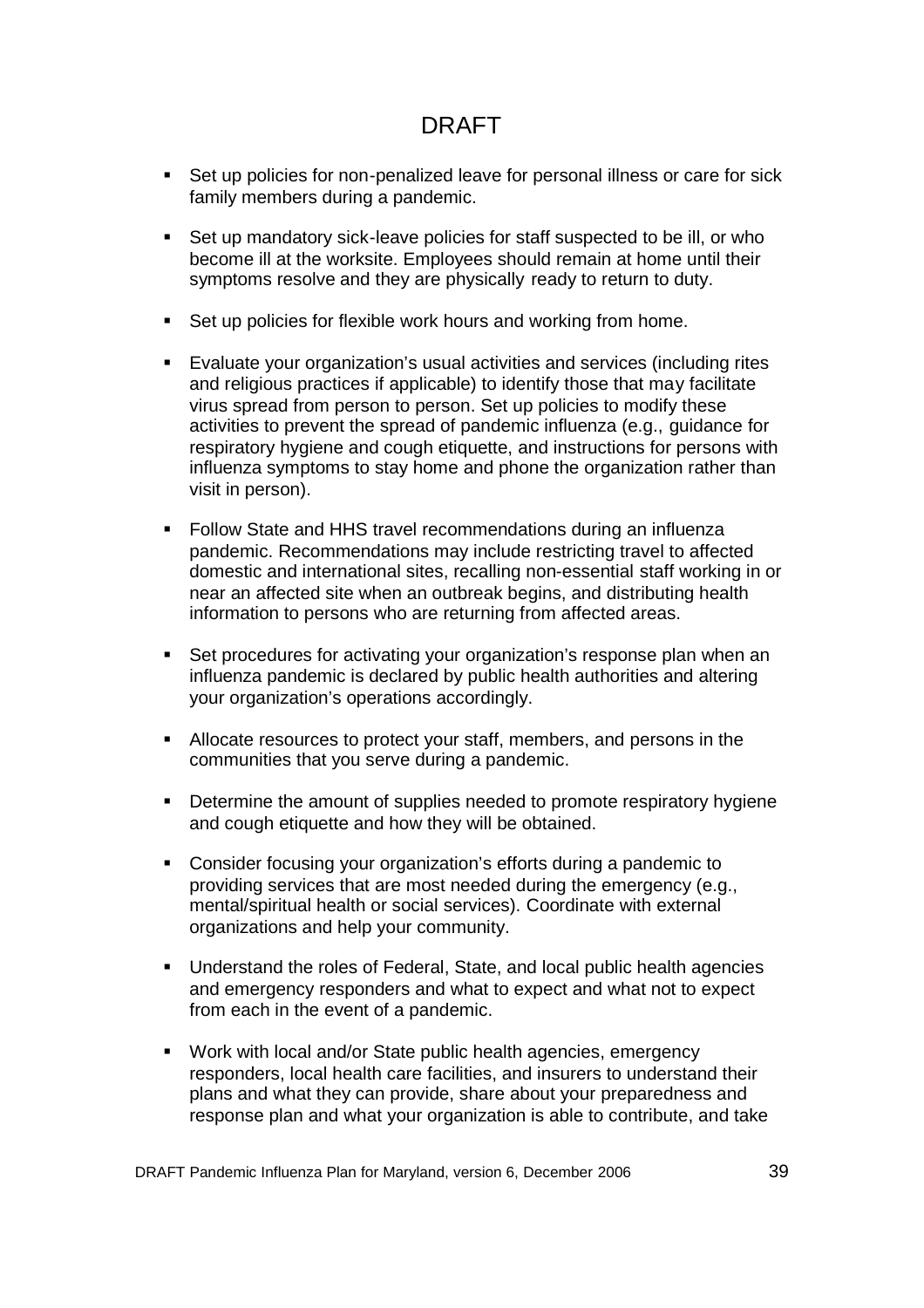- Set up policies for non-penalized leave for personal illness or care for sick family members during a pandemic.

- Set up mandatory sick-leave policies for staff suspected to be ill, or who become ill at the worksite. Employees should remain at home until their symptoms resolve and they are physically ready to return to duty.

- Set up policies for flexible work hours and working from home.

- Evaluate your organization's usual activities and services (including rites and religious practices if applicable) to identify those that may facilitate virus spread from person to person. Set up policies to modify these activities to prevent the spread of pandemic influenza (e.g., guidance for respiratory hygiene and cough etiquette, and instructions for persons with influenza symptoms to stay home and phone the organization rather than visit in person).

- Follow State and HHS travel recommendations during an influenza pandemic. Recommendations may include restricting travel to affected domestic and international sites, recalling non-essential staff working in or near an affected site when an outbreak begins, and distributing health information to persons who are returning from affected areas.

- Set procedures for activating your organization's response plan when an influenza pandemic is declared by public health authorities and altering your organization's operations accordingly.

- Allocate resources to protect your staff, members, and persons in the communities that you serve during a pandemic.

- Determine the amount of supplies needed to promote respiratory hygiene and cough etiquette and how they will be obtained.

- Consider focusing your organization's efforts during a pandemic to providing services that are most needed during the emergency (e.g., mental/spiritual health or social services). Coordinate with external organizations and help your community.

- Understand the roles of Federal, State, and local public health agencies and emergency responders and what to expect and what not to expect from each in the event of a pandemic.

- Work with local and/or State public health agencies, emergency responders, local health care facilities, and insurers to understand their plans and what they can provide, share about your preparedness and response plan and what your organization is able to contribute, and take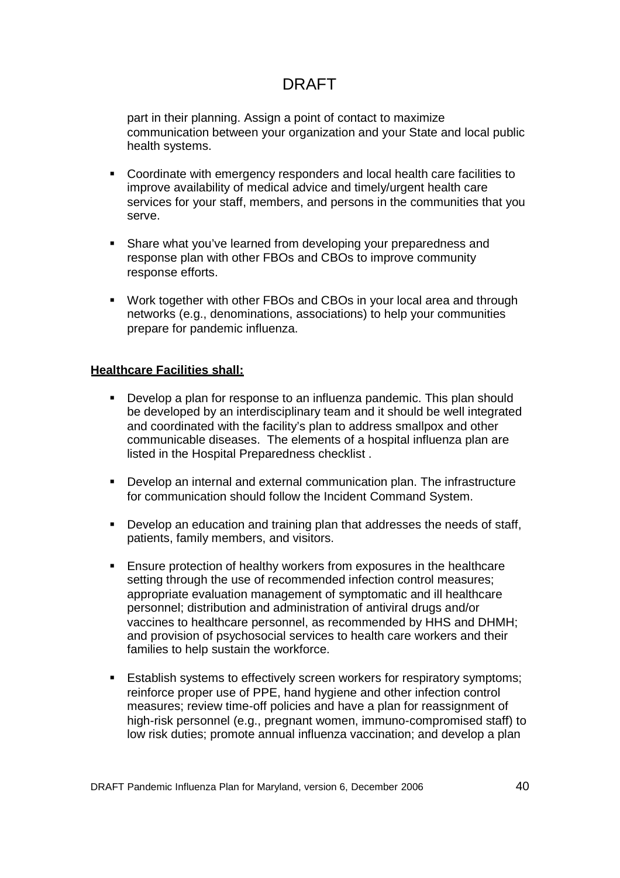part in their planning. Assign a point of contact to maximize communication between your organization and your State and local public health systems.

- Coordinate with emergency responders and local health care facilities to improve availability of medical advice and timely/urgent health care services for your staff, members, and persons in the communities that you serve.

- Share what you've learned from developing your preparedness and response plan with other FBOs and CBOs to improve community response efforts.

- Work together with other FBOs and CBOs in your local area and through networks (e.g., denominations, associations) to help your communities prepare for pandemic influenza.

**Healthcare Facilities shall:**

- Develop a plan for response to an influenza pandemic. This plan should be developed by an interdisciplinary team and it should be well integrated and coordinated with the facility's plan to address smallpox and other communicable diseases. The elements of a hospital influenza plan are listed in the Hospital Preparedness checklist .

- Develop an internal and external communication plan. The infrastructure for communication should follow the Incident Command System.

- Develop an education and training plan that addresses the needs of staff, patients, family members, and visitors.

- Ensure protection of healthy workers from exposures in the healthcare setting through the use of recommended infection control measures; appropriate evaluation management of symptomatic and ill healthcare personnel; distribution and administration of antiviral drugs and/or vaccines to healthcare personnel, as recommended by HHS and DHMH; and provision of psychosocial services to health care workers and their families to help sustain the workforce.

- Establish systems to effectively screen workers for respiratory symptoms; reinforce proper use of PPE, hand hygiene and other infection control measures; review time-off policies and have a plan for reassignment of high-risk personnel (e.g., pregnant women, immuno-compromised staff) to low risk duties; promote annual influenza vaccination; and develop a plan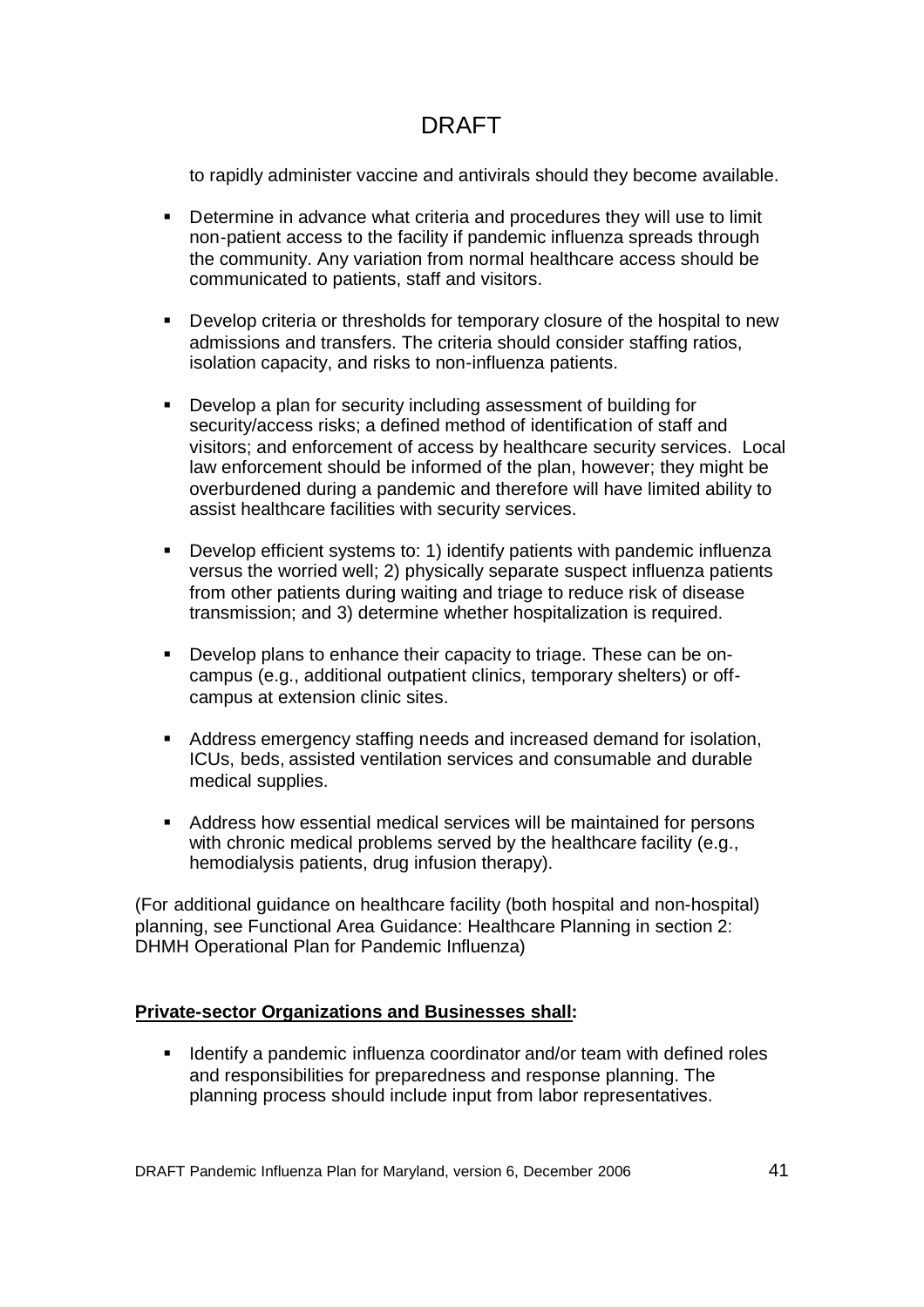to rapidly administer vaccine and antivirals should they become available.

- Determine in advance what criteria and procedures they will use to limit non-patient access to the facility if pandemic influenza spreads through the community. Any variation from normal healthcare access should be communicated to patients, staff and visitors.

- Develop criteria or thresholds for temporary closure of the hospital to new admissions and transfers. The criteria should consider staffing ratios, isolation capacity, and risks to non-influenza patients.

- Develop a plan for security including assessment of building for security/access risks; a defined method of identification of staff and visitors; and enforcement of access by healthcare security services. Local law enforcement should be informed of the plan, however; they might be overburdened during a pandemic and therefore will have limited ability to assist healthcare facilities with security services.

- Develop efficient systems to: 1) identify patients with pandemic influenza versus the worried well; 2) physically separate suspect influenza patients from other patients during waiting and triage to reduce risk of disease transmission; and 3) determine whether hospitalization is required.

- Develop plans to enhance their capacity to triage. These can be on-campus (e.g., additional outpatient clinics, temporary shelters) or off-campus at extension clinic sites.

- Address emergency staffing needs and increased demand for isolation, ICUs, beds, assisted ventilation services and consumable and durable medical supplies.

- Address how essential medical services will be maintained for persons with chronic medical problems served by the healthcare facility (e.g., hemodialysis patients, drug infusion therapy).

(For additional guidance on healthcare facility (both hospital and non-hospital) planning, see Functional Area Guidance: Healthcare Planning in section 2: DHMH Operational Plan for Pandemic Influenza)

**Private-sector Organizations and Businesses shall:**

- Identify a pandemic influenza coordinator and/or team with defined roles and responsibilities for preparedness and response planning. The planning process should include input from labor representatives.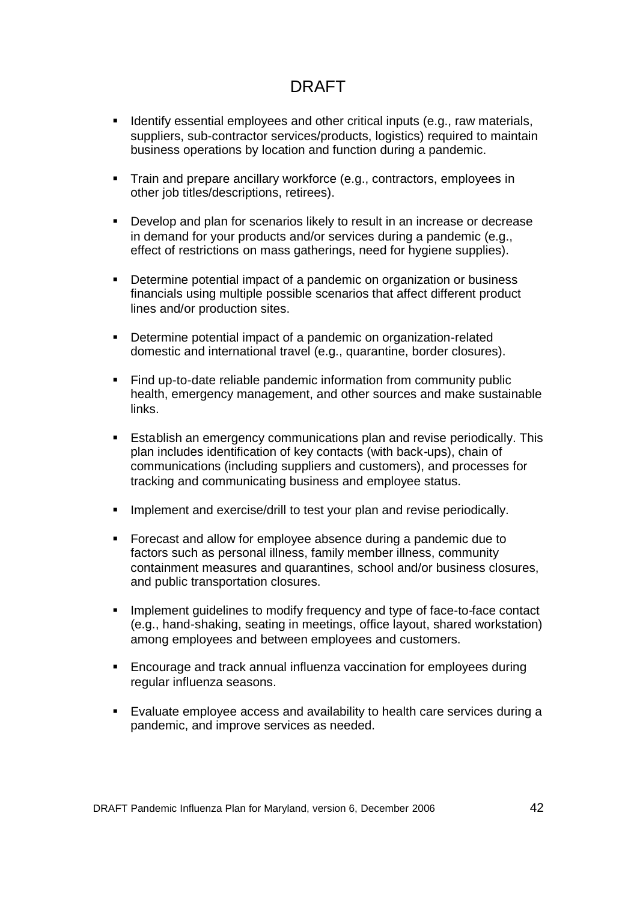DRAFT

- Identify essential employees and other critical inputs (e.g., raw materials, suppliers, sub-contractor services/products, logistics) required to maintain business operations by location and function during a pandemic.

- Train and prepare ancillary workforce (e.g., contractors, employees in other job titles/descriptions, retirees).

- Develop and plan for scenarios likely to result in an increase or decrease in demand for your products and/or services during a pandemic (e.g., effect of restrictions on mass gatherings, need for hygiene supplies).

- Determine potential impact of a pandemic on organization or business financials using multiple possible scenarios that affect different product lines and/or production sites.

- Determine potential impact of a pandemic on organization-related domestic and international travel (e.g., quarantine, border closures).

- Find up-to-date reliable pandemic information from community public health, emergency management, and other sources and make sustainable links.

- Establish an emergency communications plan and revise periodically. This plan includes identification of key contacts (with back-ups), chain of communications (including suppliers and customers), and processes for tracking and communicating business and employee status.

- Implement and exercise/drill to test your plan and revise periodically.

- Forecast and allow for employee absence during a pandemic due to factors such as personal illness, family member illness, community containment measures and quarantines, school and/or business closures, and public transportation closures.

- Implement guidelines to modify frequency and type of face-to-face contact (e.g., hand-shaking, seating in meetings, office layout, shared workstation) among employees and between employees and customers.

- Encourage and track annual influenza vaccination for employees during regular influenza seasons.

- Evaluate employee access and availability to health care services during a pandemic, and improve services as needed.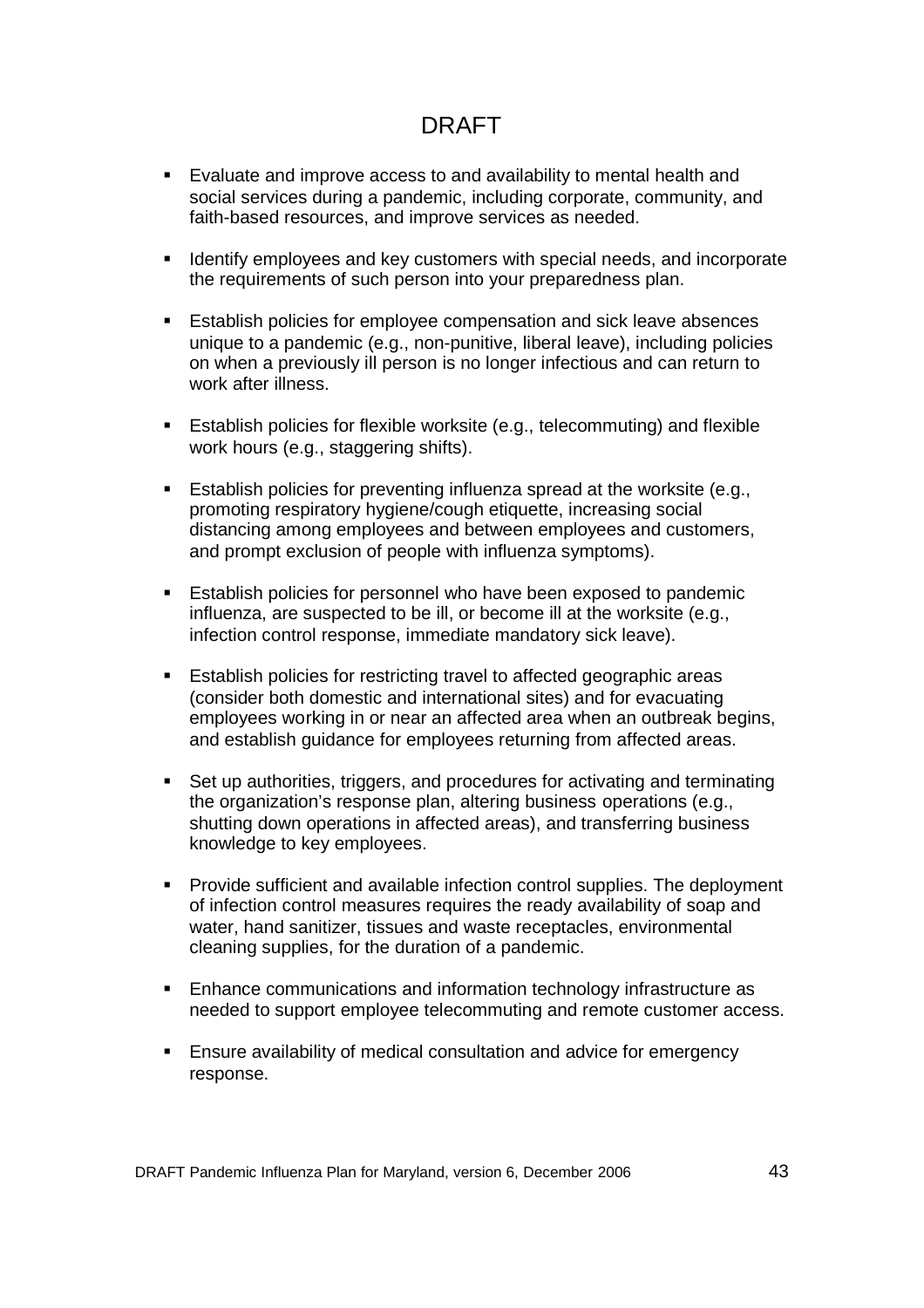- Evaluate and improve access to and availability to mental health and social services during a pandemic, including corporate, community, and faith-based resources, and improve services as needed.
- Identify employees and key customers with special needs, and incorporate the requirements of such person into your preparedness plan.
- Establish policies for employee compensation and sick leave absences unique to a pandemic (e.g., non-punitive, liberal leave), including policies on when a previously ill person is no longer infectious and can return to work after illness.
- Establish policies for flexible worksite (e.g., telecommuting) and flexible work hours (e.g., staggering shifts).
- Establish policies for preventing influenza spread at the worksite (e.g., promoting respiratory hygiene/cough etiquette, increasing social distancing among employees and between employees and customers, and prompt exclusion of people with influenza symptoms).
- Establish policies for personnel who have been exposed to pandemic influenza, are suspected to be ill, or become ill at the worksite (e.g., infection control response, immediate mandatory sick leave).
- Establish policies for restricting travel to affected geographic areas (consider both domestic and international sites) and for evacuating employees working in or near an affected area when an outbreak begins, and establish guidance for employees returning from affected areas.
- Set up authorities, triggers, and procedures for activating and terminating the organization's response plan, altering business operations (e.g., shutting down operations in affected areas), and transferring business knowledge to key employees.
- Provide sufficient and available infection control supplies. The deployment of infection control measures requires the ready availability of soap and water, hand sanitizer, tissues and waste receptacles, environmental cleaning supplies, for the duration of a pandemic.
- Enhance communications and information technology infrastructure as needed to support employee telecommuting and remote customer access.
- Ensure availability of medical consultation and advice for emergency response.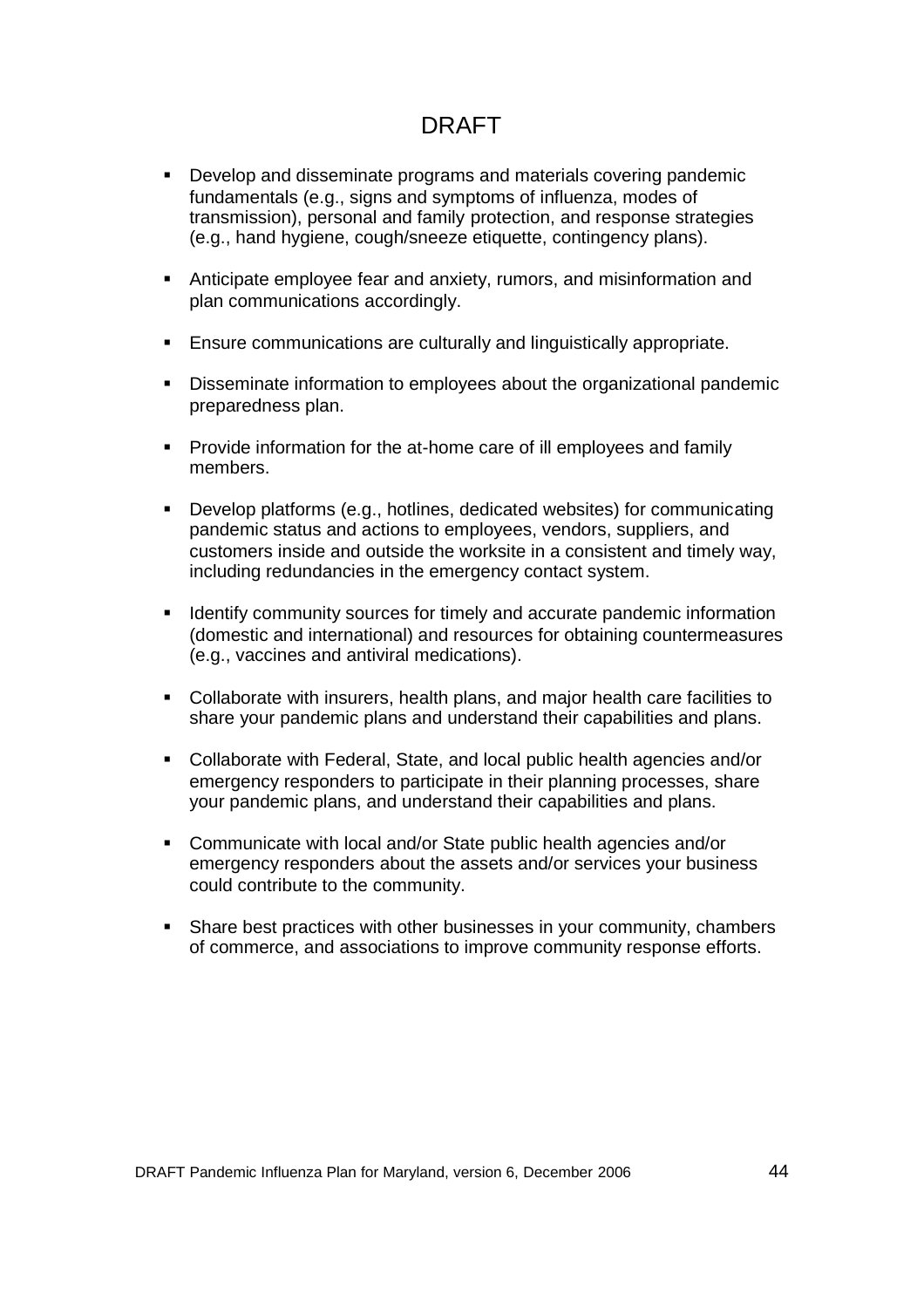- Develop and disseminate programs and materials covering pandemic fundamentals (e.g., signs and symptoms of influenza, modes of transmission), personal and family protection, and response strategies (e.g., hand hygiene, cough/sneeze etiquette, contingency plans).

- Anticipate employee fear and anxiety, rumors, and misinformation and plan communications accordingly.

- Ensure communications are culturally and linguistically appropriate.

- Disseminate information to employees about the organizational pandemic preparedness plan.

- Provide information for the at-home care of ill employees and family members.

- Develop platforms (e.g., hotlines, dedicated websites) for communicating pandemic status and actions to employees, vendors, suppliers, and customers inside and outside the worksite in a consistent and timely way, including redundancies in the emergency contact system.

- Identify community sources for timely and accurate pandemic information (domestic and international) and resources for obtaining countermeasures (e.g., vaccines and antiviral medications).

- Collaborate with insurers, health plans, and major health care facilities to share your pandemic plans and understand their capabilities and plans.

- Collaborate with Federal, State, and local public health agencies and/or emergency responders to participate in their planning processes, share your pandemic plans, and understand their capabilities and plans.

- Communicate with local and/or State public health agencies and/or emergency responders about the assets and/or services your business could contribute to the community.

- Share best practices with other businesses in your community, chambers of commerce, and associations to improve community response efforts.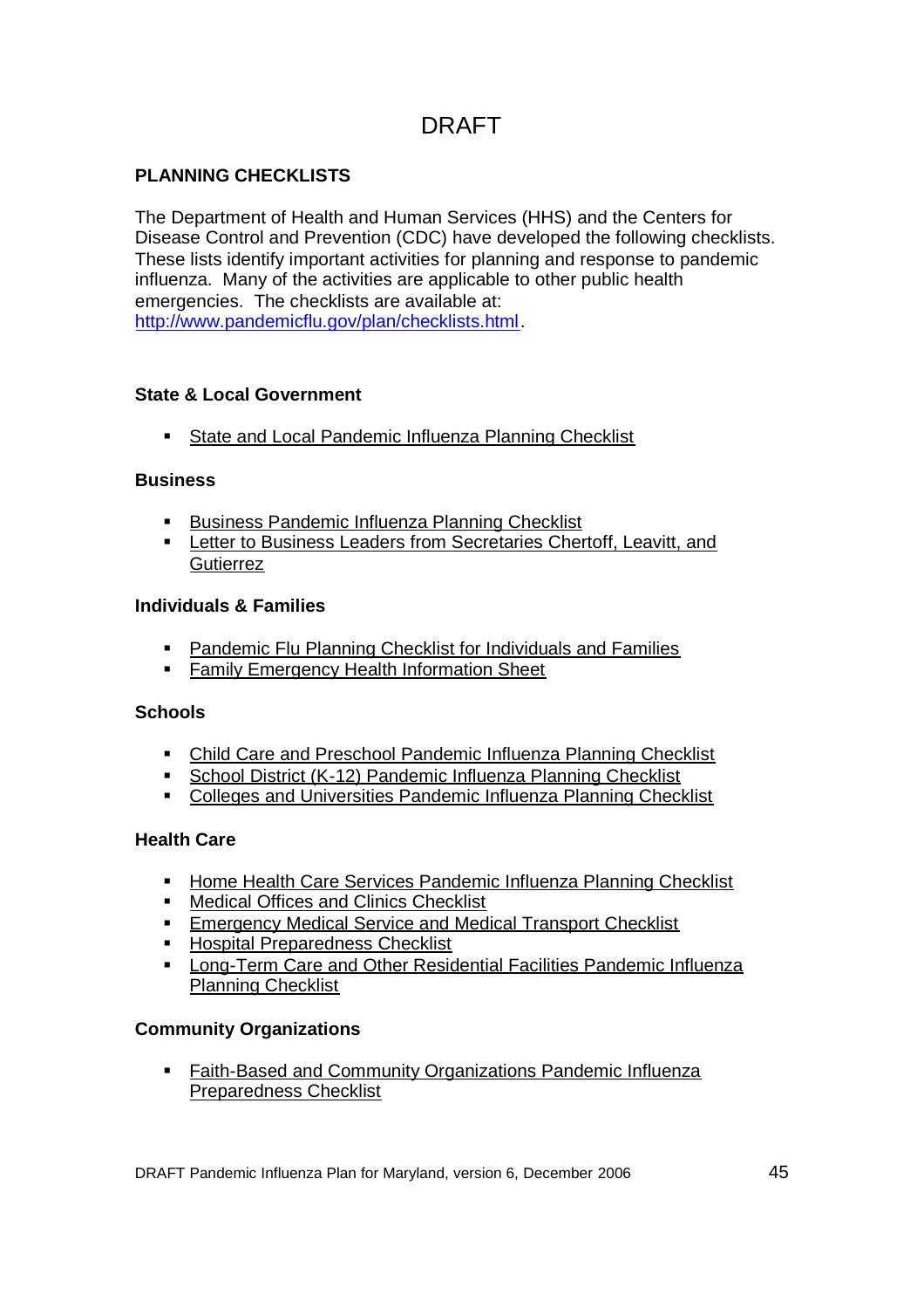DRAFT

## PLANNING CHECKLISTS

The Department of Health and Human Services (HHS) and the Centers for Disease Control and Prevention (CDC) have developed the following checklists. These lists identify important activities for planning and response to pandemic influenza. Many of the activities are applicable to other public health emergencies. The checklists are available at: http://www.pandemicflu.gov/plan/checklists.html.

### State & Local Government

- State and Local Pandemic Influenza Planning Checklist

### Business

- Business Pandemic Influenza Planning Checklist
- Letter to Business Leaders from Secretaries Chertoff, Leavitt, and Gutierrez

### Individuals & Families

- Pandemic Flu Planning Checklist for Individuals and Families
- Family Emergency Health Information Sheet

### Schools

- Child Care and Preschool Pandemic Influenza Planning Checklist
- School District (K-12) Pandemic Influenza Planning Checklist
- Colleges and Universities Pandemic Influenza Planning Checklist

### Health Care

- Home Health Care Services Pandemic Influenza Planning Checklist
- Medical Offices and Clinics Checklist
- Emergency Medical Service and Medical Transport Checklist
- Hospital Preparedness Checklist
- Long-Term Care and Other Residential Facilities Pandemic Influenza Planning Checklist

### Community Organizations

- Faith-Based and Community Organizations Pandemic Influenza Preparedness Checklist